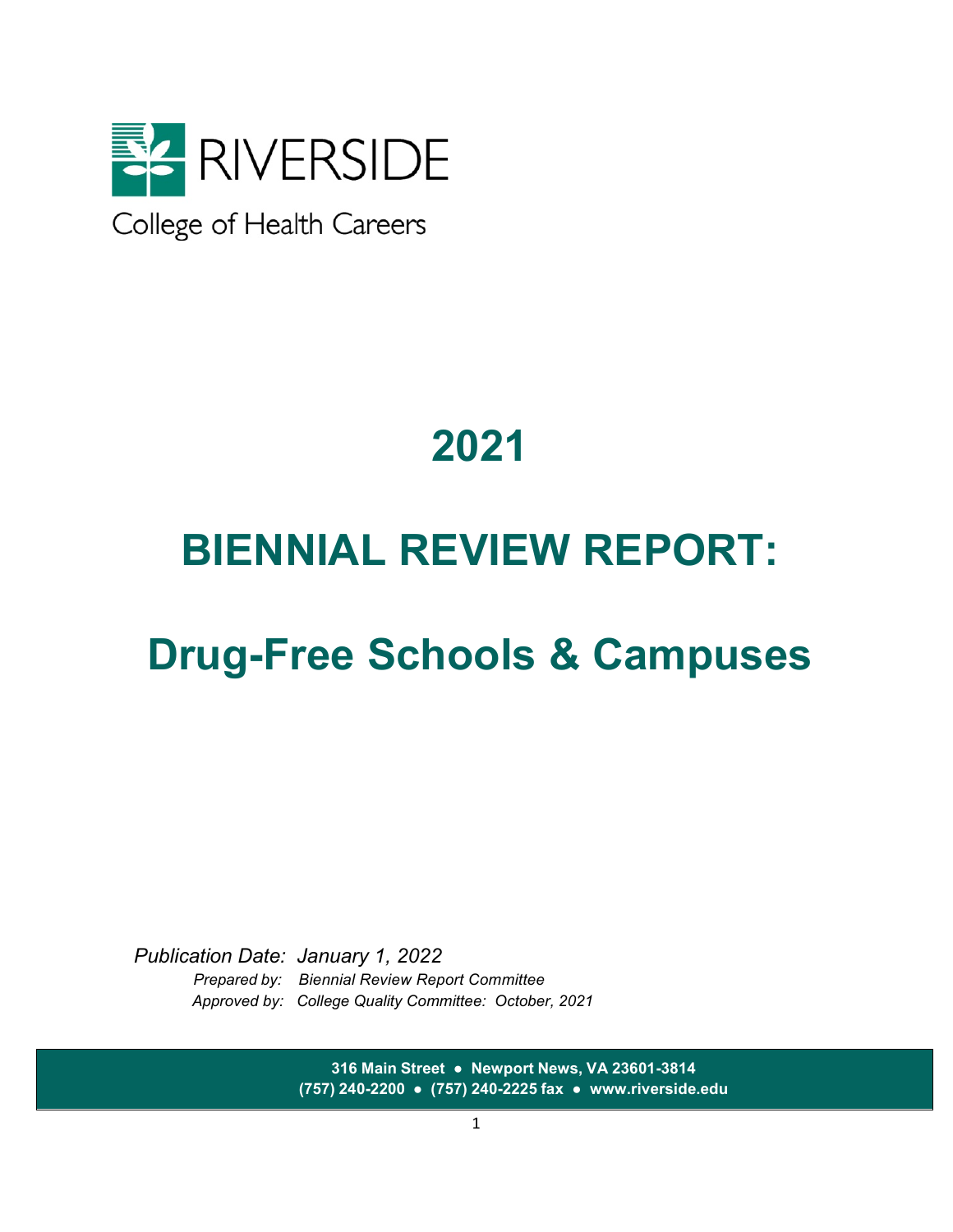RIVERSIDE

College of Health Careers

# 2021

# BIENNIAL REVIEW REPORT:

# Drug-Free Schools & Campuses

*Publication Date: January 1, 2022*

*Prepared by: Biennial Review Report Committee*

*Approved by: College Quality Committee: October, 2021*

**316 Main Street ● Newport News, VA 23601-3814**
**(757) 240-2200 ● (757) 240-2225 fax ● www.riverside.edu**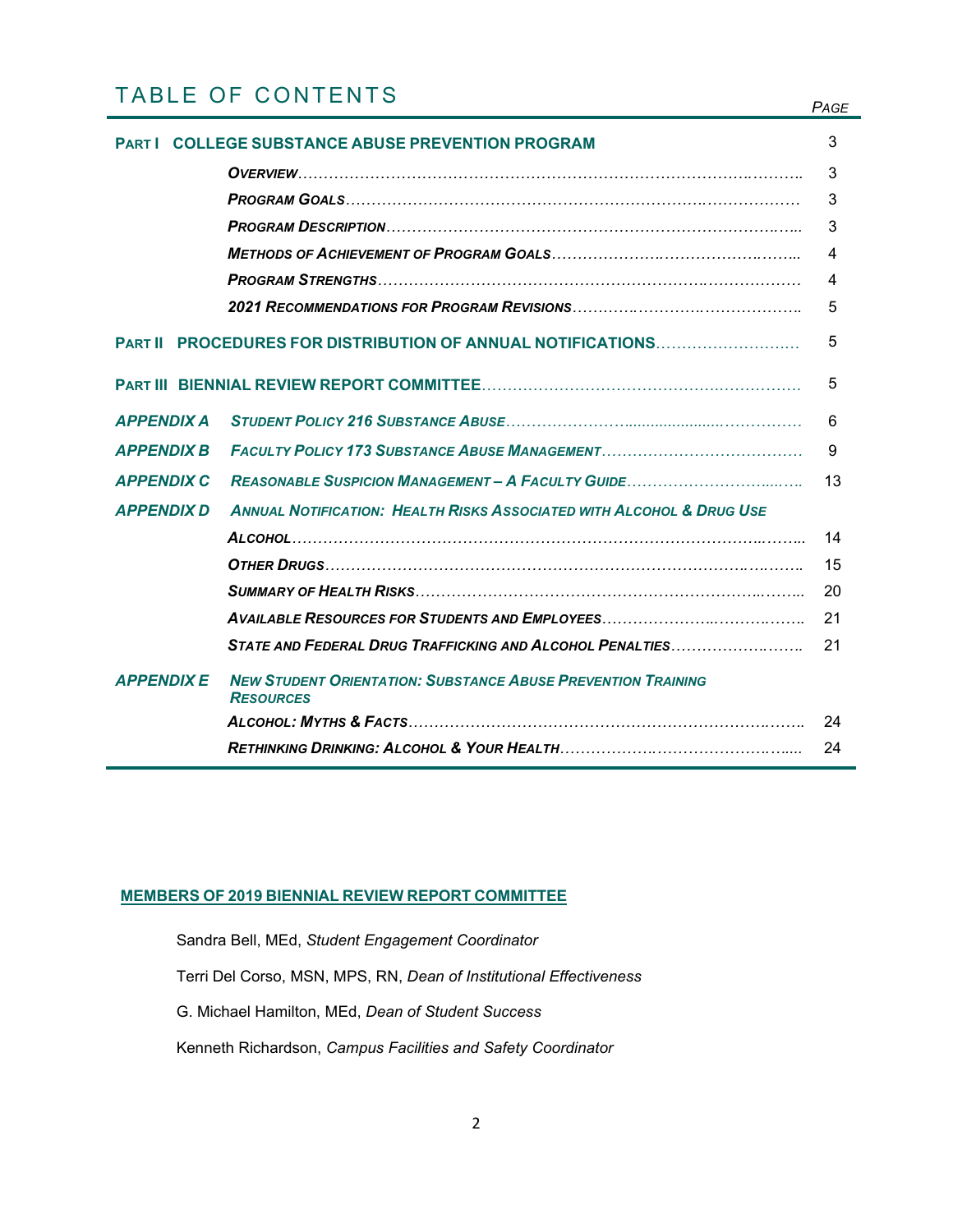# TABLE OF CONTENTS

| | | PAGE |
|---|---|---|
| **PART I** | **COLLEGE SUBSTANCE ABUSE PREVENTION PROGRAM** | 3 |
| | ***OVERVIEW*** | 3 |
| | ***PROGRAM GOALS*** | 3 |
| | ***PROGRAM DESCRIPTION*** | 3 |
| | ***METHODS OF ACHIEVEMENT OF PROGRAM GOALS*** | 4 |
| | ***PROGRAM STRENGTHS*** | 4 |
| | ***2021 RECOMMENDATIONS FOR PROGRAM REVISIONS*** | 5 |
| **PART II** | **PROCEDURES FOR DISTRIBUTION OF ANNUAL NOTIFICATIONS** | 5 |
| **PART III** | **BIENNIAL REVIEW REPORT COMMITTEE** | 5 |
| ***APPENDIX A*** | ***STUDENT POLICY 216 SUBSTANCE ABUSE*** | 6 |
| ***APPENDIX B*** | ***FACULTY POLICY 173 SUBSTANCE ABUSE MANAGEMENT*** | 9 |
| ***APPENDIX C*** | ***REASONABLE SUSPICION MANAGEMENT – A FACULTY GUIDE*** | 13 |
| ***APPENDIX D*** | ***ANNUAL NOTIFICATION: HEALTH RISKS ASSOCIATED WITH ALCOHOL & DRUG USE*** | |
| | ***ALCOHOL*** | 14 |
| | ***OTHER DRUGS*** | 15 |
| | ***SUMMARY OF HEALTH RISKS*** | 20 |
| | ***AVAILABLE RESOURCES FOR STUDENTS AND EMPLOYEES*** | 21 |
| | ***STATE AND FEDERAL DRUG TRAFFICKING AND ALCOHOL PENALTIES*** | 21 |
| ***APPENDIX E*** | ***NEW STUDENT ORIENTATION: SUBSTANCE ABUSE PREVENTION TRAINING RESOURCES*** | |
| | ***ALCOHOL: MYTHS & FACTS*** | 24 |
| | ***RETHINKING DRINKING: ALCOHOL & YOUR HEALTH*** | 24 |

**MEMBERS OF 2019 BIENNIAL REVIEW REPORT COMMITTEE**

Sandra Bell, MEd, *Student Engagement Coordinator*

Terri Del Corso, MSN, MPS, RN, *Dean of Institutional Effectiveness*

G. Michael Hamilton, MEd, *Dean of Student Success*

Kenneth Richardson, *Campus Facilities and Safety Coordinator*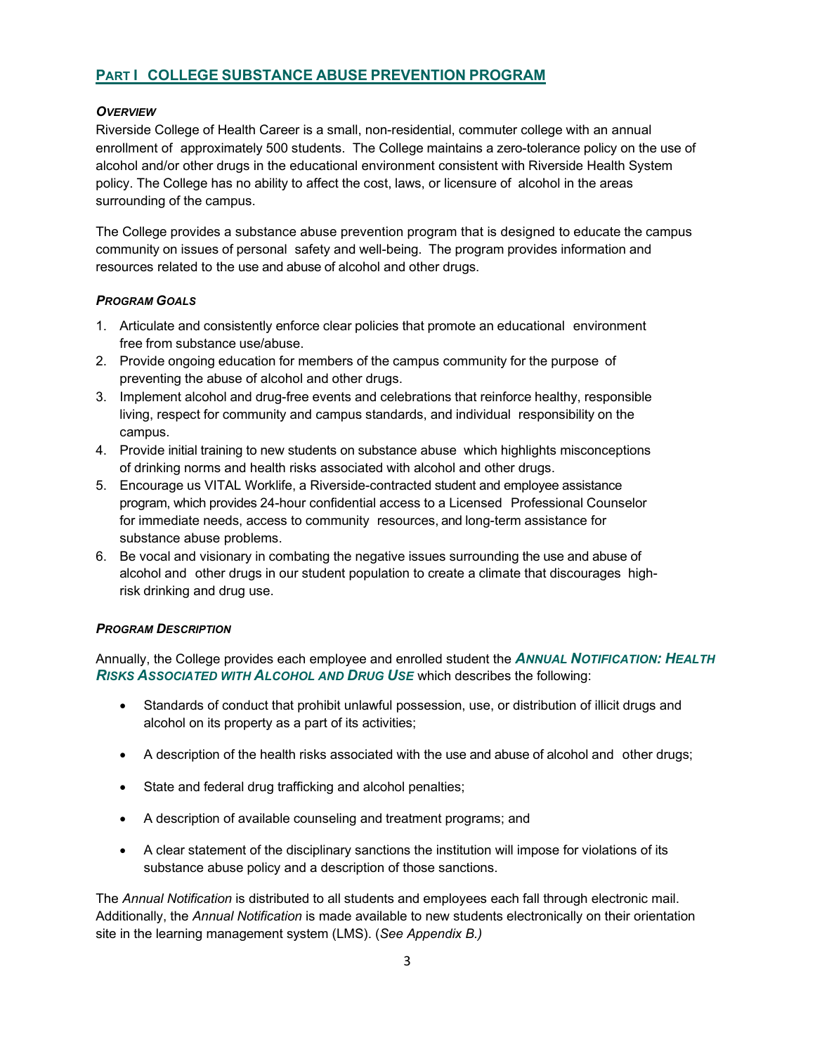## Part I COLLEGE SUBSTANCE ABUSE PREVENTION PROGRAM

### *Overview*

Riverside College of Health Career is a small, non-residential, commuter college with an annual enrollment of approximately 500 students. The College maintains a zero-tolerance policy on the use of alcohol and/or other drugs in the educational environment consistent with Riverside Health System policy. The College has no ability to affect the cost, laws, or licensure of alcohol in the areas surrounding of the campus.

The College provides a substance abuse prevention program that is designed to educate the campus community on issues of personal safety and well-being. The program provides information and resources related to the use and abuse of alcohol and other drugs.

### *Program Goals*

1. Articulate and consistently enforce clear policies that promote an educational environment free from substance use/abuse.
2. Provide ongoing education for members of the campus community for the purpose of preventing the abuse of alcohol and other drugs.
3. Implement alcohol and drug-free events and celebrations that reinforce healthy, responsible living, respect for community and campus standards, and individual responsibility on the campus.
4. Provide initial training to new students on substance abuse which highlights misconceptions of drinking norms and health risks associated with alcohol and other drugs.
5. Encourage us VITAL Worklife, a Riverside-contracted student and employee assistance program, which provides 24-hour confidential access to a Licensed Professional Counselor for immediate needs, access to community resources, and long-term assistance for substance abuse problems.
6. Be vocal and visionary in combating the negative issues surrounding the use and abuse of alcohol and other drugs in our student population to create a climate that discourages high-risk drinking and drug use.

### *Program Description*

Annually, the College provides each employee and enrolled student the ***Annual Notification: Health Risks Associated with Alcohol and Drug Use*** which describes the following:

- Standards of conduct that prohibit unlawful possession, use, or distribution of illicit drugs and alcohol on its property as a part of its activities;
- A description of the health risks associated with the use and abuse of alcohol and other drugs;
- State and federal drug trafficking and alcohol penalties;
- A description of available counseling and treatment programs; and
- A clear statement of the disciplinary sanctions the institution will impose for violations of its substance abuse policy and a description of those sanctions.

The *Annual Notification* is distributed to all students and employees each fall through electronic mail. Additionally, the *Annual Notification* is made available to new students electronically on their orientation site in the learning management system (LMS). (*See Appendix B.)*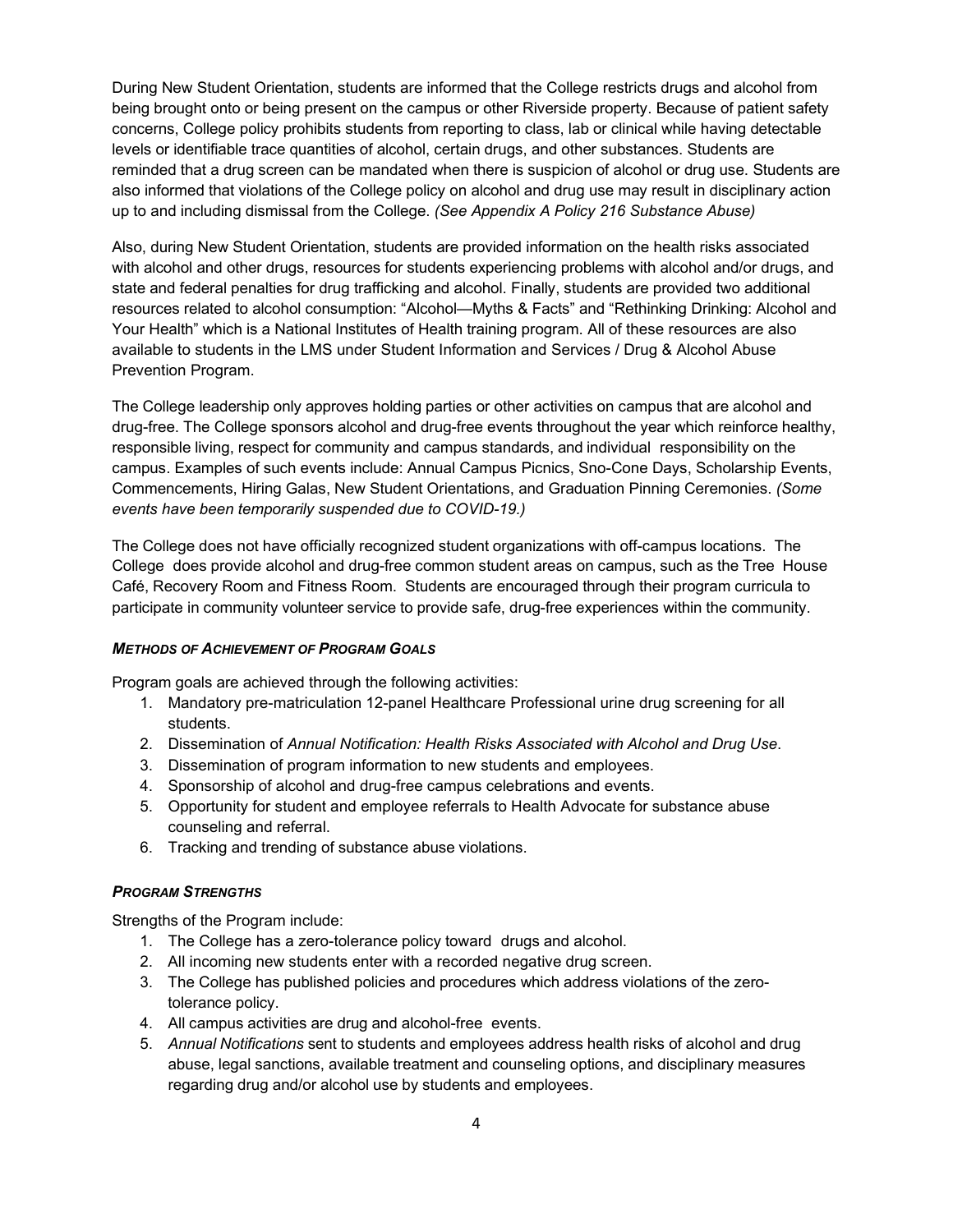During New Student Orientation, students are informed that the College restricts drugs and alcohol from being brought onto or being present on the campus or other Riverside property. Because of patient safety concerns, College policy prohibits students from reporting to class, lab or clinical while having detectable levels or identifiable trace quantities of alcohol, certain drugs, and other substances. Students are reminded that a drug screen can be mandated when there is suspicion of alcohol or drug use. Students are also informed that violations of the College policy on alcohol and drug use may result in disciplinary action up to and including dismissal from the College. *(See Appendix A Policy 216 Substance Abuse)*

Also, during New Student Orientation, students are provided information on the health risks associated with alcohol and other drugs, resources for students experiencing problems with alcohol and/or drugs, and state and federal penalties for drug trafficking and alcohol. Finally, students are provided two additional resources related to alcohol consumption: "Alcohol—Myths & Facts" and "Rethinking Drinking: Alcohol and Your Health" which is a National Institutes of Health training program. All of these resources are also available to students in the LMS under Student Information and Services / Drug & Alcohol Abuse Prevention Program.

The College leadership only approves holding parties or other activities on campus that are alcohol and drug-free. The College sponsors alcohol and drug-free events throughout the year which reinforce healthy, responsible living, respect for community and campus standards, and individual responsibility on the campus. Examples of such events include: Annual Campus Picnics, Sno-Cone Days, Scholarship Events, Commencements, Hiring Galas, New Student Orientations, and Graduation Pinning Ceremonies. *(Some events have been temporarily suspended due to COVID-19.)*

The College does not have officially recognized student organizations with off-campus locations. The College does provide alcohol and drug-free common student areas on campus, such as the Tree House Café, Recovery Room and Fitness Room. Students are encouraged through their program curricula to participate in community volunteer service to provide safe, drug-free experiences within the community.

### *METHODS OF ACHIEVEMENT OF PROGRAM GOALS*

Program goals are achieved through the following activities:

1. Mandatory pre-matriculation 12-panel Healthcare Professional urine drug screening for all students.
2. Dissemination of *Annual Notification: Health Risks Associated with Alcohol and Drug Use*.
3. Dissemination of program information to new students and employees.
4. Sponsorship of alcohol and drug-free campus celebrations and events.
5. Opportunity for student and employee referrals to Health Advocate for substance abuse counseling and referral.
6. Tracking and trending of substance abuse violations.

### *PROGRAM STRENGTHS*

Strengths of the Program include:

1. The College has a zero-tolerance policy toward drugs and alcohol.
2. All incoming new students enter with a recorded negative drug screen.
3. The College has published policies and procedures which address violations of the zero-tolerance policy.
4. All campus activities are drug and alcohol-free events.
5. *Annual Notifications* sent to students and employees address health risks of alcohol and drug abuse, legal sanctions, available treatment and counseling options, and disciplinary measures regarding drug and/or alcohol use by students and employees.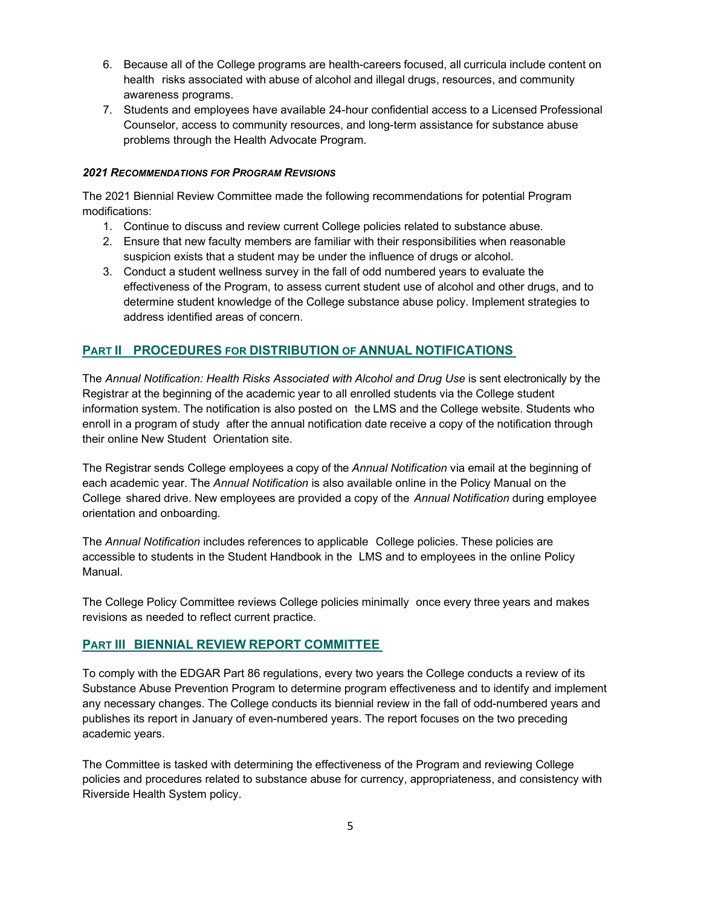6. Because all of the College programs are health-careers focused, all curricula include content on health risks associated with abuse of alcohol and illegal drugs, resources, and community awareness programs.
7. Students and employees have available 24-hour confidential access to a Licensed Professional Counselor, access to community resources, and long-term assistance for substance abuse problems through the Health Advocate Program.

#### *2021 Recommendations for Program Revisions*

The 2021 Biennial Review Committee made the following recommendations for potential Program modifications:

1. Continue to discuss and review current College policies related to substance abuse.
2. Ensure that new faculty members are familiar with their responsibilities when reasonable suspicion exists that a student may be under the influence of drugs or alcohol.
3. Conduct a student wellness survey in the fall of odd numbered years to evaluate the effectiveness of the Program, to assess current student use of alcohol and other drugs, and to determine student knowledge of the College substance abuse policy. Implement strategies to address identified areas of concern.

## Part II Procedures for Distribution of Annual Notifications

The *Annual Notification: Health Risks Associated with Alcohol and Drug Use* is sent electronically by the Registrar at the beginning of the academic year to all enrolled students via the College student information system. The notification is also posted on the LMS and the College website. Students who enroll in a program of study after the annual notification date receive a copy of the notification through their online New Student Orientation site.

The Registrar sends College employees a copy of the *Annual Notification* via email at the beginning of each academic year. The *Annual Notification* is also available online in the Policy Manual on the College shared drive. New employees are provided a copy of the *Annual Notification* during employee orientation and onboarding.

The *Annual Notification* includes references to applicable College policies. These policies are accessible to students in the Student Handbook in the LMS and to employees in the online Policy Manual.

The College Policy Committee reviews College policies minimally once every three years and makes revisions as needed to reflect current practice.

## Part III Biennial Review Report Committee

To comply with the EDGAR Part 86 regulations, every two years the College conducts a review of its Substance Abuse Prevention Program to determine program effectiveness and to identify and implement any necessary changes. The College conducts its biennial review in the fall of odd-numbered years and publishes its report in January of even-numbered years. The report focuses on the two preceding academic years.

The Committee is tasked with determining the effectiveness of the Program and reviewing College policies and procedures related to substance abuse for currency, appropriateness, and consistency with Riverside Health System policy.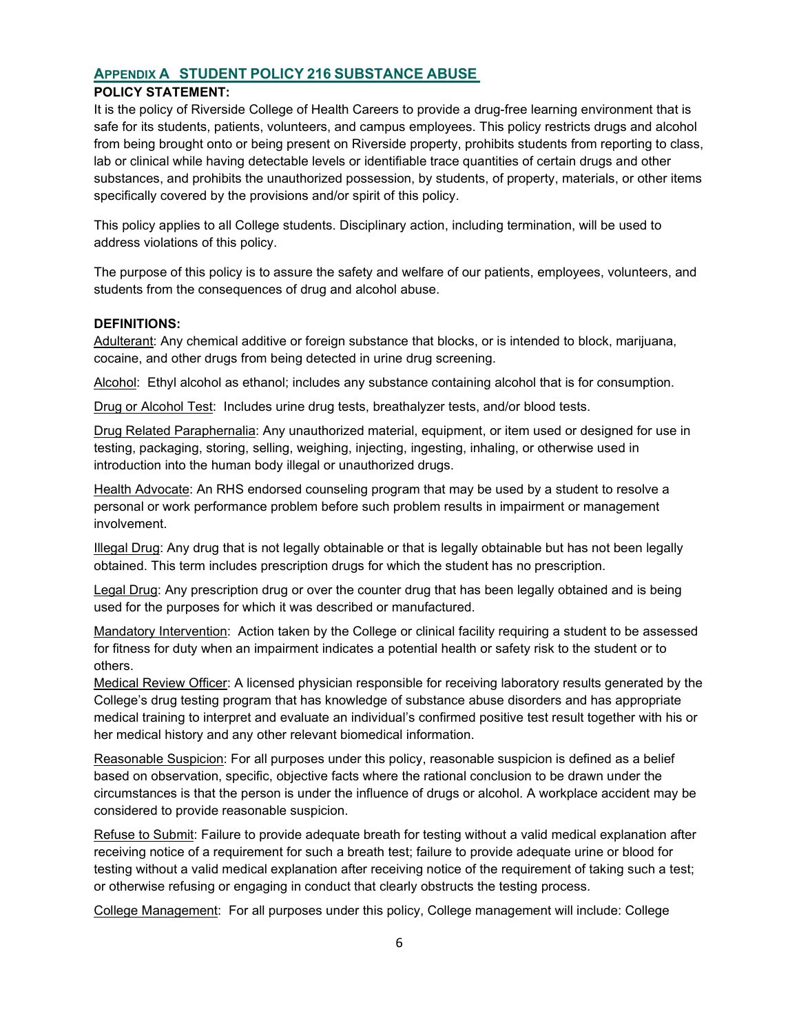## Appendix A STUDENT POLICY 216 SUBSTANCE ABUSE

**POLICY STATEMENT:**

It is the policy of Riverside College of Health Careers to provide a drug-free learning environment that is safe for its students, patients, volunteers, and campus employees. This policy restricts drugs and alcohol from being brought onto or being present on Riverside property, prohibits students from reporting to class, lab or clinical while having detectable levels or identifiable trace quantities of certain drugs and other substances, and prohibits the unauthorized possession, by students, of property, materials, or other items specifically covered by the provisions and/or spirit of this policy.

This policy applies to all College students. Disciplinary action, including termination, will be used to address violations of this policy.

The purpose of this policy is to assure the safety and welfare of our patients, employees, volunteers, and students from the consequences of drug and alcohol abuse.

**DEFINITIONS:**

Adulterant: Any chemical additive or foreign substance that blocks, or is intended to block, marijuana, cocaine, and other drugs from being detected in urine drug screening.

Alcohol: Ethyl alcohol as ethanol; includes any substance containing alcohol that is for consumption.

Drug or Alcohol Test: Includes urine drug tests, breathalyzer tests, and/or blood tests.

Drug Related Paraphernalia: Any unauthorized material, equipment, or item used or designed for use in testing, packaging, storing, selling, weighing, injecting, ingesting, inhaling, or otherwise used in introduction into the human body illegal or unauthorized drugs.

Health Advocate: An RHS endorsed counseling program that may be used by a student to resolve a personal or work performance problem before such problem results in impairment or management involvement.

Illegal Drug: Any drug that is not legally obtainable or that is legally obtainable but has not been legally obtained. This term includes prescription drugs for which the student has no prescription.

Legal Drug: Any prescription drug or over the counter drug that has been legally obtained and is being used for the purposes for which it was described or manufactured.

Mandatory Intervention: Action taken by the College or clinical facility requiring a student to be assessed for fitness for duty when an impairment indicates a potential health or safety risk to the student or to others.

Medical Review Officer: A licensed physician responsible for receiving laboratory results generated by the College's drug testing program that has knowledge of substance abuse disorders and has appropriate medical training to interpret and evaluate an individual's confirmed positive test result together with his or her medical history and any other relevant biomedical information.

Reasonable Suspicion: For all purposes under this policy, reasonable suspicion is defined as a belief based on observation, specific, objective facts where the rational conclusion to be drawn under the circumstances is that the person is under the influence of drugs or alcohol. A workplace accident may be considered to provide reasonable suspicion.

Refuse to Submit: Failure to provide adequate breath for testing without a valid medical explanation after receiving notice of a requirement for such a breath test; failure to provide adequate urine or blood for testing without a valid medical explanation after receiving notice of the requirement of taking such a test; or otherwise refusing or engaging in conduct that clearly obstructs the testing process.

College Management: For all purposes under this policy, College management will include: College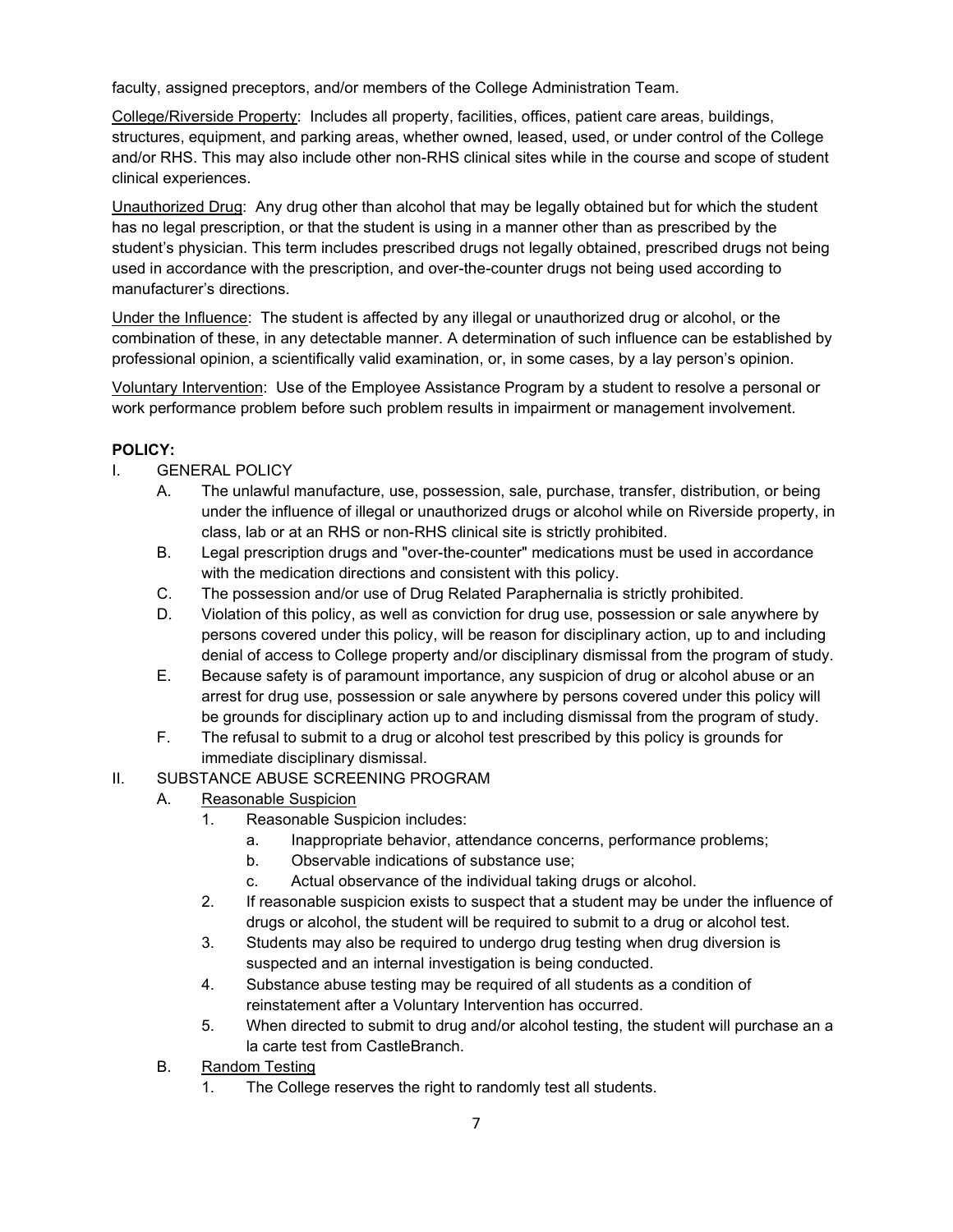faculty, assigned preceptors, and/or members of the College Administration Team.

College/Riverside Property: Includes all property, facilities, offices, patient care areas, buildings, structures, equipment, and parking areas, whether owned, leased, used, or under control of the College and/or RHS. This may also include other non-RHS clinical sites while in the course and scope of student clinical experiences.

Unauthorized Drug: Any drug other than alcohol that may be legally obtained but for which the student has no legal prescription, or that the student is using in a manner other than as prescribed by the student's physician. This term includes prescribed drugs not legally obtained, prescribed drugs not being used in accordance with the prescription, and over-the-counter drugs not being used according to manufacturer's directions.

Under the Influence: The student is affected by any illegal or unauthorized drug or alcohol, or the combination of these, in any detectable manner. A determination of such influence can be established by professional opinion, a scientifically valid examination, or, in some cases, by a lay person's opinion.

Voluntary Intervention: Use of the Employee Assistance Program by a student to resolve a personal or work performance problem before such problem results in impairment or management involvement.

**POLICY:**

I. GENERAL POLICY
   A. The unlawful manufacture, use, possession, sale, purchase, transfer, distribution, or being under the influence of illegal or unauthorized drugs or alcohol while on Riverside property, in class, lab or at an RHS or non-RHS clinical site is strictly prohibited.
   B. Legal prescription drugs and "over-the-counter" medications must be used in accordance with the medication directions and consistent with this policy.
   C. The possession and/or use of Drug Related Paraphernalia is strictly prohibited.
   D. Violation of this policy, as well as conviction for drug use, possession or sale anywhere by persons covered under this policy, will be reason for disciplinary action, up to and including denial of access to College property and/or disciplinary dismissal from the program of study.
   E. Because safety is of paramount importance, any suspicion of drug or alcohol abuse or an arrest for drug use, possession or sale anywhere by persons covered under this policy will be grounds for disciplinary action up to and including dismissal from the program of study.
   F. The refusal to submit to a drug or alcohol test prescribed by this policy is grounds for immediate disciplinary dismissal.

II. SUBSTANCE ABUSE SCREENING PROGRAM
   A. Reasonable Suspicion
      1. Reasonable Suspicion includes:
         a. Inappropriate behavior, attendance concerns, performance problems;
         b. Observable indications of substance use;
         c. Actual observance of the individual taking drugs or alcohol.
      2. If reasonable suspicion exists to suspect that a student may be under the influence of drugs or alcohol, the student will be required to submit to a drug or alcohol test.
      3. Students may also be required to undergo drug testing when drug diversion is suspected and an internal investigation is being conducted.
      4. Substance abuse testing may be required of all students as a condition of reinstatement after a Voluntary Intervention has occurred.
      5. When directed to submit to drug and/or alcohol testing, the student will purchase an a la carte test from CastleBranch.
   B. Random Testing
      1. The College reserves the right to randomly test all students.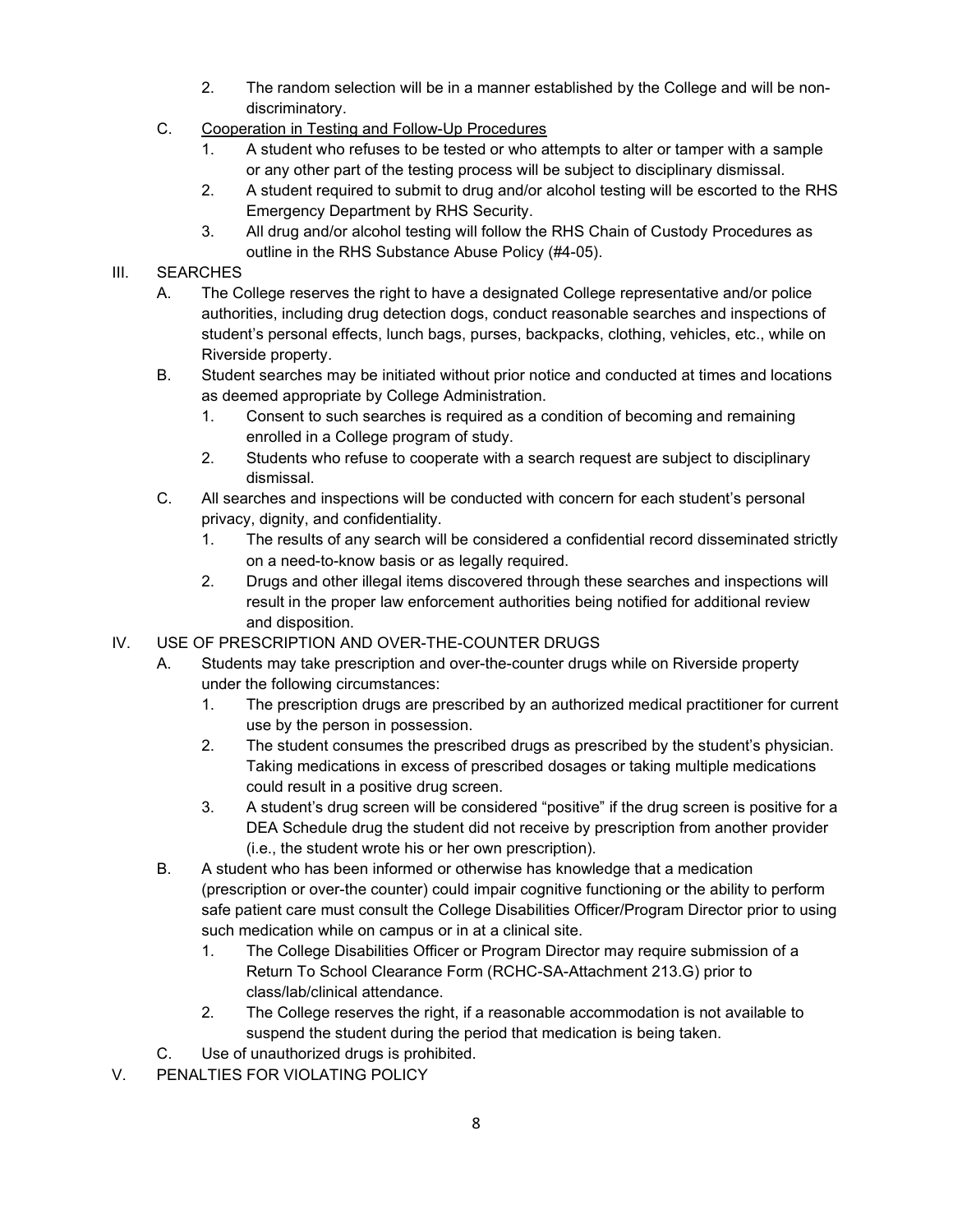2. The random selection will be in a manner established by the College and will be non-discriminatory.

C. <u>Cooperation in Testing and Follow-Up Procedures</u>

1. A student who refuses to be tested or who attempts to alter or tamper with a sample or any other part of the testing process will be subject to disciplinary dismissal.
2. A student required to submit to drug and/or alcohol testing will be escorted to the RHS Emergency Department by RHS Security.
3. All drug and/or alcohol testing will follow the RHS Chain of Custody Procedures as outline in the RHS Substance Abuse Policy (#4-05).

III. SEARCHES

A. The College reserves the right to have a designated College representative and/or police authorities, including drug detection dogs, conduct reasonable searches and inspections of student's personal effects, lunch bags, purses, backpacks, clothing, vehicles, etc., while on Riverside property.

B. Student searches may be initiated without prior notice and conducted at times and locations as deemed appropriate by College Administration.

1. Consent to such searches is required as a condition of becoming and remaining enrolled in a College program of study.
2. Students who refuse to cooperate with a search request are subject to disciplinary dismissal.

C. All searches and inspections will be conducted with concern for each student's personal privacy, dignity, and confidentiality.

1. The results of any search will be considered a confidential record disseminated strictly on a need-to-know basis or as legally required.
2. Drugs and other illegal items discovered through these searches and inspections will result in the proper law enforcement authorities being notified for additional review and disposition.

IV. USE OF PRESCRIPTION AND OVER-THE-COUNTER DRUGS

A. Students may take prescription and over-the-counter drugs while on Riverside property under the following circumstances:

1. The prescription drugs are prescribed by an authorized medical practitioner for current use by the person in possession.
2. The student consumes the prescribed drugs as prescribed by the student's physician. Taking medications in excess of prescribed dosages or taking multiple medications could result in a positive drug screen.
3. A student's drug screen will be considered "positive" if the drug screen is positive for a DEA Schedule drug the student did not receive by prescription from another provider (i.e., the student wrote his or her own prescription).

B. A student who has been informed or otherwise has knowledge that a medication (prescription or over-the counter) could impair cognitive functioning or the ability to perform safe patient care must consult the College Disabilities Officer/Program Director prior to using such medication while on campus or in at a clinical site.

1. The College Disabilities Officer or Program Director may require submission of a Return To School Clearance Form (RCHC-SA-Attachment 213.G) prior to class/lab/clinical attendance.
2. The College reserves the right, if a reasonable accommodation is not available to suspend the student during the period that medication is being taken.

C. Use of unauthorized drugs is prohibited.

V. PENALTIES FOR VIOLATING POLICY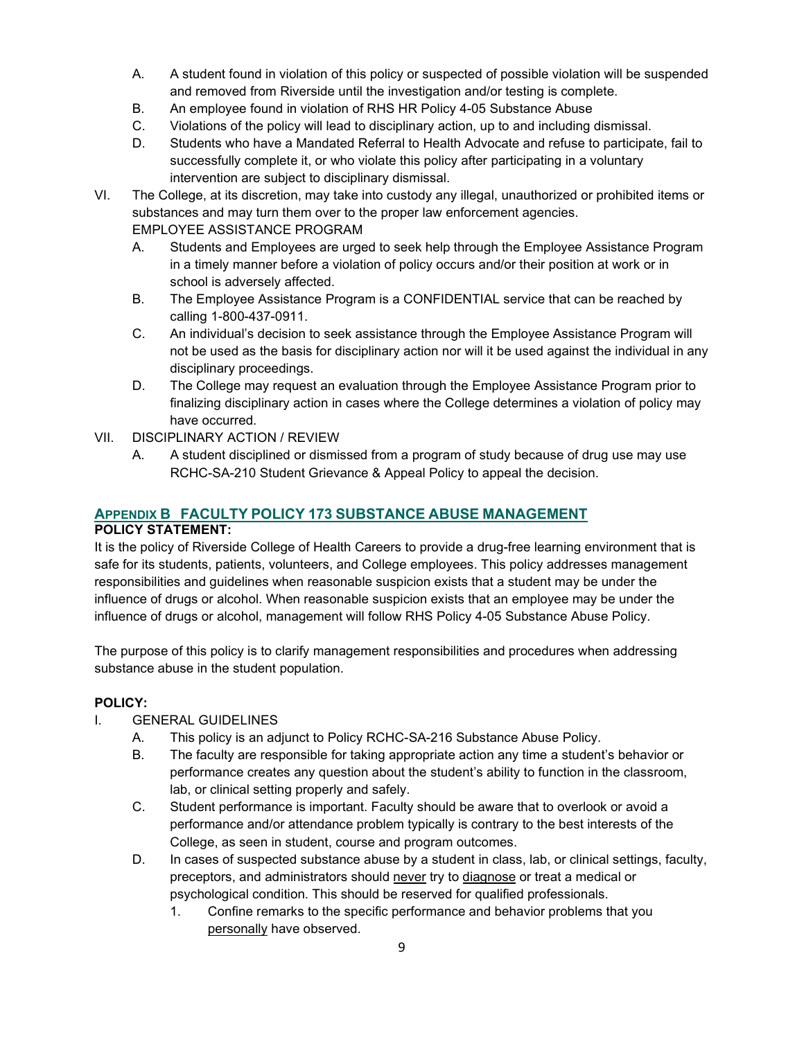A. A student found in violation of this policy or suspected of possible violation will be suspended and removed from Riverside until the investigation and/or testing is complete.
   B. An employee found in violation of RHS HR Policy 4-05 Substance Abuse
   C. Violations of the policy will lead to disciplinary action, up to and including dismissal.
   D. Students who have a Mandated Referral to Health Advocate and refuse to participate, fail to successfully complete it, or who violate this policy after participating in a voluntary intervention are subject to disciplinary dismissal.

VI. The College, at its discretion, may take into custody any illegal, unauthorized or prohibited items or substances and may turn them over to the proper law enforcement agencies.
EMPLOYEE ASSISTANCE PROGRAM
   A. Students and Employees are urged to seek help through the Employee Assistance Program in a timely manner before a violation of policy occurs and/or their position at work or in school is adversely affected.
   B. The Employee Assistance Program is a CONFIDENTIAL service that can be reached by calling 1-800-437-0911.
   C. An individual's decision to seek assistance through the Employee Assistance Program will not be used as the basis for disciplinary action nor will it be used against the individual in any disciplinary proceedings.
   D. The College may request an evaluation through the Employee Assistance Program prior to finalizing disciplinary action in cases where the College determines a violation of policy may have occurred.

VII. DISCIPLINARY ACTION / REVIEW
   A. A student disciplined or dismissed from a program of study because of drug use may use RCHC-SA-210 Student Grievance & Appeal Policy to appeal the decision.

## APPENDIX B FACULTY POLICY 173 SUBSTANCE ABUSE MANAGEMENT

**POLICY STATEMENT:**

It is the policy of Riverside College of Health Careers to provide a drug-free learning environment that is safe for its students, patients, volunteers, and College employees. This policy addresses management responsibilities and guidelines when reasonable suspicion exists that a student may be under the influence of drugs or alcohol. When reasonable suspicion exists that an employee may be under the influence of drugs or alcohol, management will follow RHS Policy 4-05 Substance Abuse Policy.

The purpose of this policy is to clarify management responsibilities and procedures when addressing substance abuse in the student population.

**POLICY:**

I. GENERAL GUIDELINES
   A. This policy is an adjunct to Policy RCHC-SA-216 Substance Abuse Policy.
   B. The faculty are responsible for taking appropriate action any time a student's behavior or performance creates any question about the student's ability to function in the classroom, lab, or clinical setting properly and safely.
   C. Student performance is important. Faculty should be aware that to overlook or avoid a performance and/or attendance problem typically is contrary to the best interests of the College, as seen in student, course and program outcomes.
   D. In cases of suspected substance abuse by a student in class, lab, or clinical settings, faculty, preceptors, and administrators should <u>never</u> try to <u>diagnose</u> or treat a medical or psychological condition. This should be reserved for qualified professionals.
      1. Confine remarks to the specific performance and behavior problems that you <u>personally</u> have observed.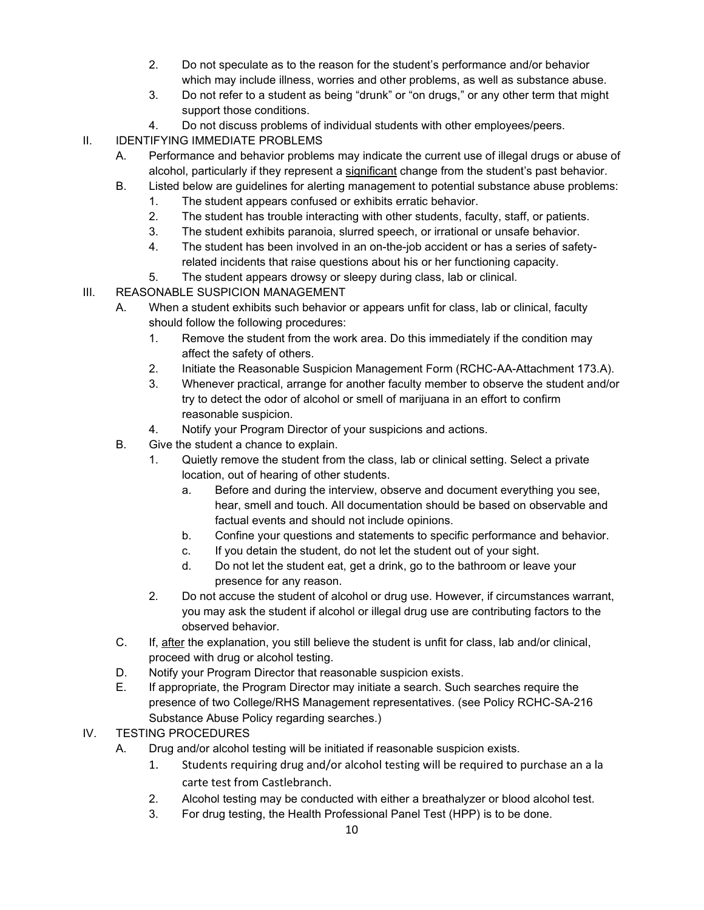2. Do not speculate as to the reason for the student's performance and/or behavior which may include illness, worries and other problems, as well as substance abuse.
3. Do not refer to a student as being "drunk" or "on drugs," or any other term that might support those conditions.
4. Do not discuss problems of individual students with other employees/peers.

II. IDENTIFYING IMMEDIATE PROBLEMS

A. Performance and behavior problems may indicate the current use of illegal drugs or abuse of alcohol, particularly if they represent a significant change from the student's past behavior.

B. Listed below are guidelines for alerting management to potential substance abuse problems:

1. The student appears confused or exhibits erratic behavior.
2. The student has trouble interacting with other students, faculty, staff, or patients.
3. The student exhibits paranoia, slurred speech, or irrational or unsafe behavior.
4. The student has been involved in an on-the-job accident or has a series of safety-related incidents that raise questions about his or her functioning capacity.
5. The student appears drowsy or sleepy during class, lab or clinical.

III. REASONABLE SUSPICION MANAGEMENT

A. When a student exhibits such behavior or appears unfit for class, lab or clinical, faculty should follow the following procedures:

1. Remove the student from the work area. Do this immediately if the condition may affect the safety of others.
2. Initiate the Reasonable Suspicion Management Form (RCHC-AA-Attachment 173.A).
3. Whenever practical, arrange for another faculty member to observe the student and/or try to detect the odor of alcohol or smell of marijuana in an effort to confirm reasonable suspicion.
4. Notify your Program Director of your suspicions and actions.

B. Give the student a chance to explain.

1. Quietly remove the student from the class, lab or clinical setting. Select a private location, out of hearing of other students.
   a. Before and during the interview, observe and document everything you see, hear, smell and touch. All documentation should be based on observable and factual events and should not include opinions.
   b. Confine your questions and statements to specific performance and behavior.
   c. If you detain the student, do not let the student out of your sight.
   d. Do not let the student eat, get a drink, go to the bathroom or leave your presence for any reason.
2. Do not accuse the student of alcohol or drug use. However, if circumstances warrant, you may ask the student if alcohol or illegal drug use are contributing factors to the observed behavior.

C. If, after the explanation, you still believe the student is unfit for class, lab and/or clinical, proceed with drug or alcohol testing.

D. Notify your Program Director that reasonable suspicion exists.

E. If appropriate, the Program Director may initiate a search. Such searches require the presence of two College/RHS Management representatives. (see Policy RCHC-SA-216 Substance Abuse Policy regarding searches.)

IV. TESTING PROCEDURES

A. Drug and/or alcohol testing will be initiated if reasonable suspicion exists.

1. Students requiring drug and/or alcohol testing will be required to purchase an a la carte test from Castlebranch.
2. Alcohol testing may be conducted with either a breathalyzer or blood alcohol test.
3. For drug testing, the Health Professional Panel Test (HPP) is to be done.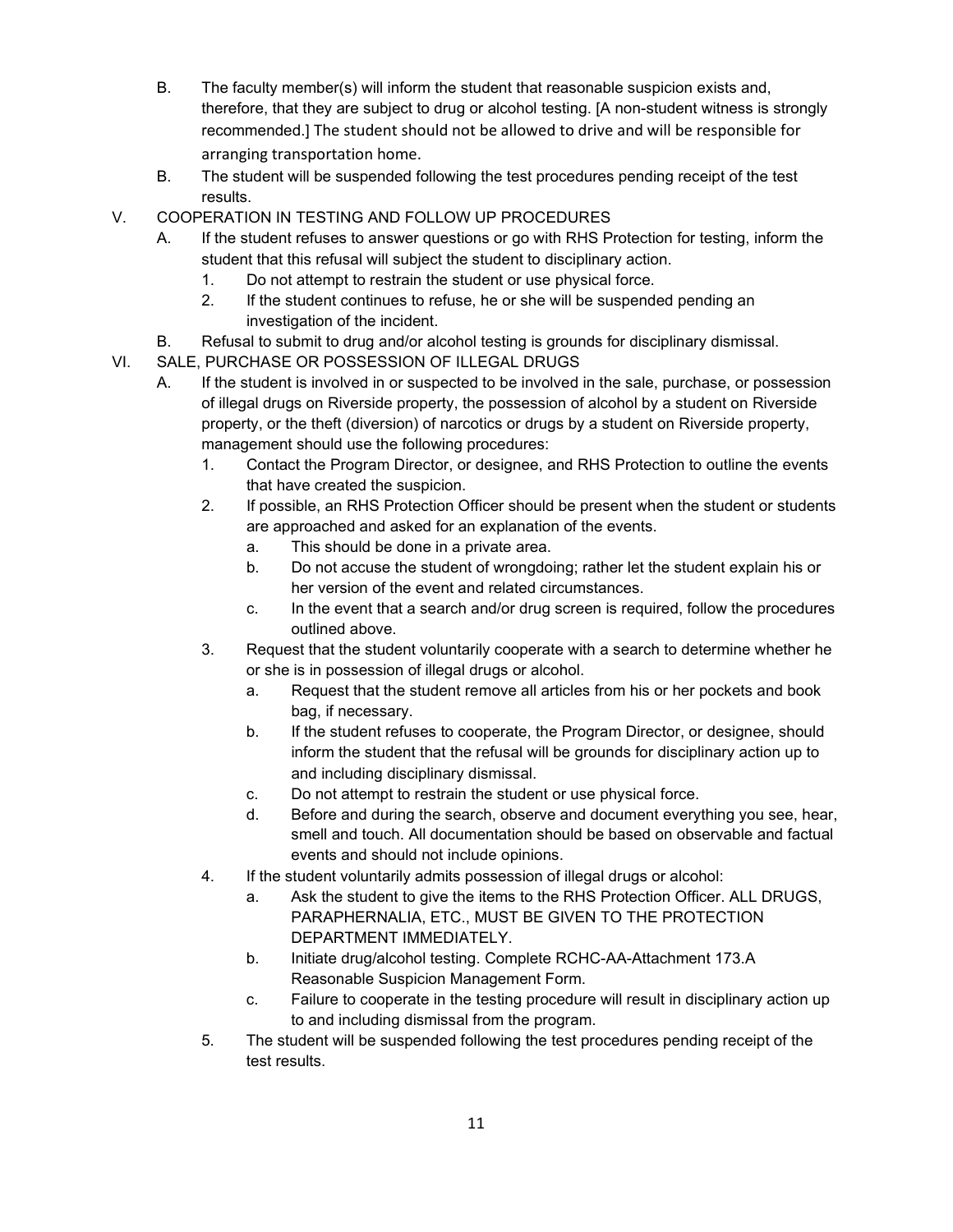B. The faculty member(s) will inform the student that reasonable suspicion exists and, therefore, that they are subject to drug or alcohol testing. [A non-student witness is strongly recommended.] The student should not be allowed to drive and will be responsible for arranging transportation home.

B. The student will be suspended following the test procedures pending receipt of the test results.

V. COOPERATION IN TESTING AND FOLLOW UP PROCEDURES

A. If the student refuses to answer questions or go with RHS Protection for testing, inform the student that this refusal will subject the student to disciplinary action.
   1. Do not attempt to restrain the student or use physical force.
   2. If the student continues to refuse, he or she will be suspended pending an investigation of the incident.

B. Refusal to submit to drug and/or alcohol testing is grounds for disciplinary dismissal.

VI. SALE, PURCHASE OR POSSESSION OF ILLEGAL DRUGS

A. If the student is involved in or suspected to be involved in the sale, purchase, or possession of illegal drugs on Riverside property, the possession of alcohol by a student on Riverside property, or the theft (diversion) of narcotics or drugs by a student on Riverside property, management should use the following procedures:
   1. Contact the Program Director, or designee, and RHS Protection to outline the events that have created the suspicion.
   2. If possible, an RHS Protection Officer should be present when the student or students are approached and asked for an explanation of the events.
      a. This should be done in a private area.
      b. Do not accuse the student of wrongdoing; rather let the student explain his or her version of the event and related circumstances.
      c. In the event that a search and/or drug screen is required, follow the procedures outlined above.
   3. Request that the student voluntarily cooperate with a search to determine whether he or she is in possession of illegal drugs or alcohol.
      a. Request that the student remove all articles from his or her pockets and book bag, if necessary.
      b. If the student refuses to cooperate, the Program Director, or designee, should inform the student that the refusal will be grounds for disciplinary action up to and including disciplinary dismissal.
      c. Do not attempt to restrain the student or use physical force.
      d. Before and during the search, observe and document everything you see, hear, smell and touch. All documentation should be based on observable and factual events and should not include opinions.
   4. If the student voluntarily admits possession of illegal drugs or alcohol:
      a. Ask the student to give the items to the RHS Protection Officer. ALL DRUGS, PARAPHERNALIA, ETC., MUST BE GIVEN TO THE PROTECTION DEPARTMENT IMMEDIATELY.
      b. Initiate drug/alcohol testing. Complete RCHC-AA-Attachment 173.A Reasonable Suspicion Management Form.
      c. Failure to cooperate in the testing procedure will result in disciplinary action up to and including dismissal from the program.
   5. The student will be suspended following the test procedures pending receipt of the test results.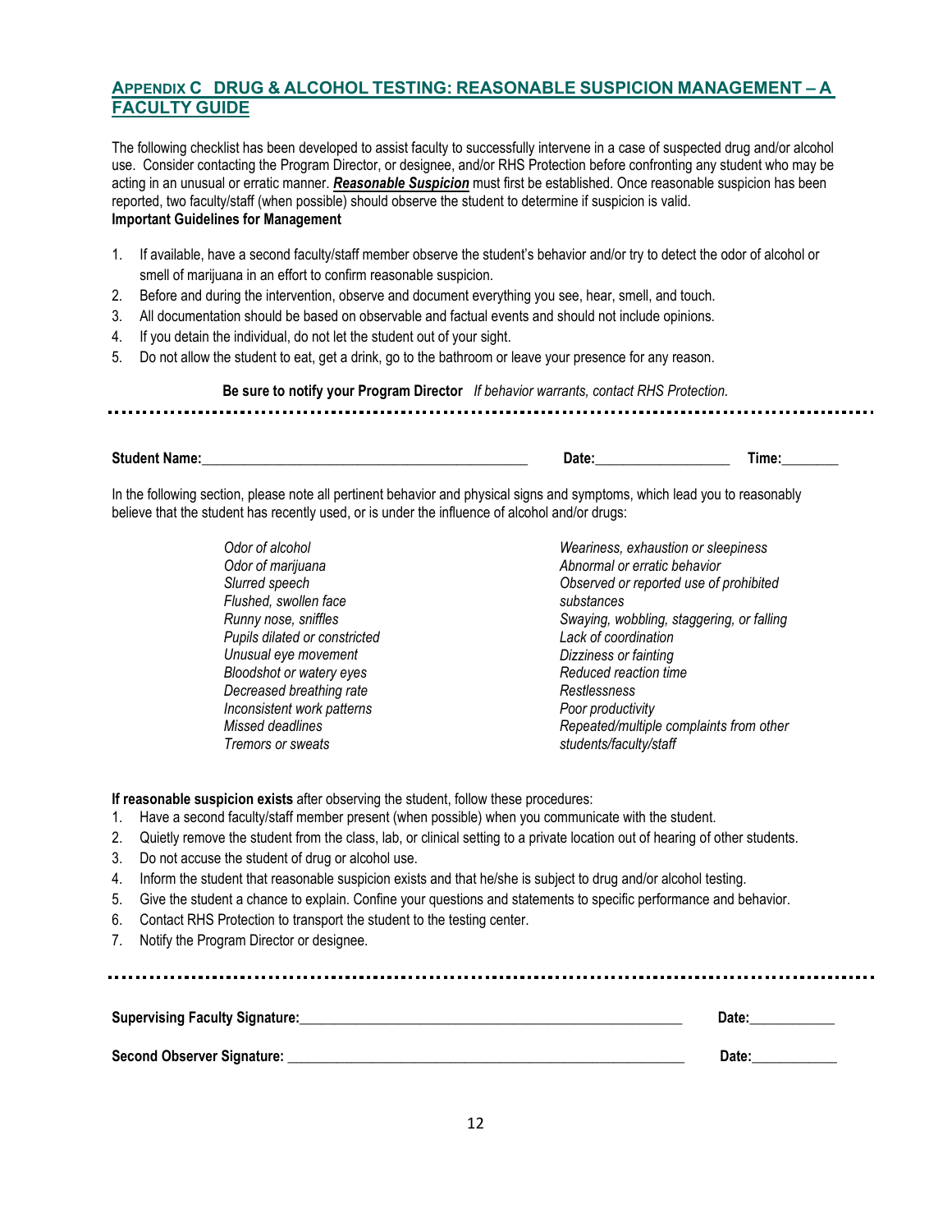## APPENDIX C DRUG & ALCOHOL TESTING: REASONABLE SUSPICION MANAGEMENT – A FACULTY GUIDE

The following checklist has been developed to assist faculty to successfully intervene in a case of suspected drug and/or alcohol use. Consider contacting the Program Director, or designee, and/or RHS Protection before confronting any student who may be acting in an unusual or erratic manner. ***Reasonable Suspicion*** must first be established. Once reasonable suspicion has been reported, two faculty/staff (when possible) should observe the student to determine if suspicion is valid.

**Important Guidelines for Management**

1. If available, have a second faculty/staff member observe the student's behavior and/or try to detect the odor of alcohol or smell of marijuana in an effort to confirm reasonable suspicion.
2. Before and during the intervention, observe and document everything you see, hear, smell, and touch.
3. All documentation should be based on observable and factual events and should not include opinions.
4. If you detain the individual, do not let the student out of your sight.
5. Do not allow the student to eat, get a drink, go to the bathroom or leave your presence for any reason.

**Be sure to notify your Program Director** *If behavior warrants, contact RHS Protection.*

---

**Student Name:**_____________________________________________ **Date:**__________________ **Time:**________

In the following section, please note all pertinent behavior and physical signs and symptoms, which lead you to reasonably believe that the student has recently used, or is under the influence of alcohol and/or drugs:

*Odor of alcohol*
*Odor of marijuana*
*Slurred speech*
*Flushed, swollen face*
*Runny nose, sniffles*
*Pupils dilated or constricted*
*Unusual eye movement*
*Bloodshot or watery eyes*
*Decreased breathing rate*
*Inconsistent work patterns*
*Missed deadlines*
*Tremors or sweats*
*Weariness, exhaustion or sleepiness*
*Abnormal or erratic behavior*
*Observed or reported use of prohibited substances*
*Swaying, wobbling, staggering, or falling*
*Lack of coordination*
*Dizziness or fainting*
*Reduced reaction time*
*Restlessness*
*Poor productivity*
*Repeated/multiple complaints from other students/faculty/staff*

**If reasonable suspicion exists** after observing the student, follow these procedures:

1. Have a second faculty/staff member present (when possible) when you communicate with the student.
2. Quietly remove the student from the class, lab, or clinical setting to a private location out of hearing of other students.
3. Do not accuse the student of drug or alcohol use.
4. Inform the student that reasonable suspicion exists and that he/she is subject to drug and/or alcohol testing.
5. Give the student a chance to explain. Confine your questions and statements to specific performance and behavior.
6. Contact RHS Protection to transport the student to the testing center.
7. Notify the Program Director or designee.

---

**Supervising Faculty Signature:**_____________________________________________________ **Date:**___________

**Second Observer Signature:** ______________________________________________________ **Date:**___________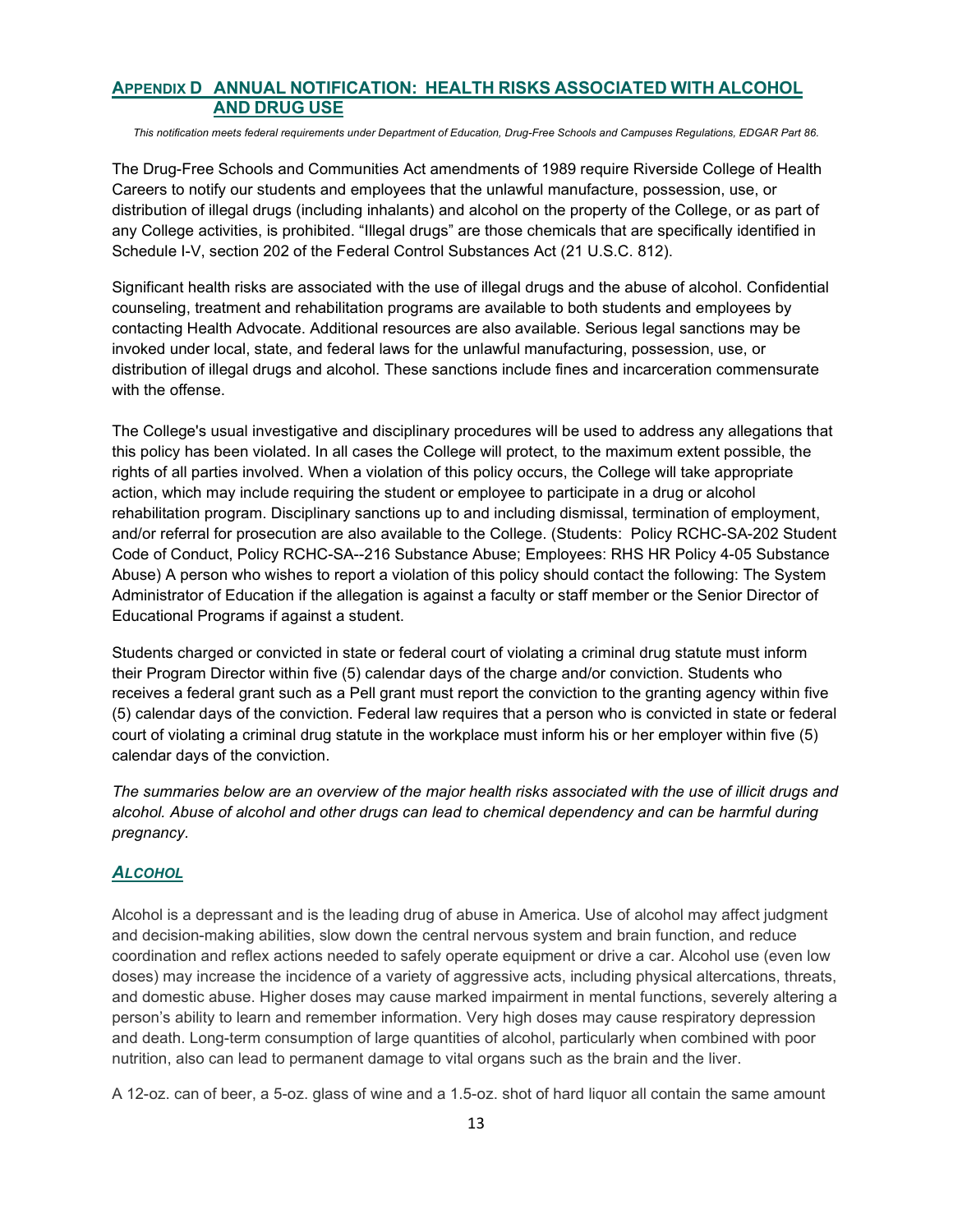## Appendix D ANNUAL NOTIFICATION: HEALTH RISKS ASSOCIATED WITH ALCOHOL AND DRUG USE

*This notification meets federal requirements under Department of Education, Drug-Free Schools and Campuses Regulations, EDGAR Part 86.*

The Drug-Free Schools and Communities Act amendments of 1989 require Riverside College of Health Careers to notify our students and employees that the unlawful manufacture, possession, use, or distribution of illegal drugs (including inhalants) and alcohol on the property of the College, or as part of any College activities, is prohibited. "Illegal drugs" are those chemicals that are specifically identified in Schedule I-V, section 202 of the Federal Control Substances Act (21 U.S.C. 812).

Significant health risks are associated with the use of illegal drugs and the abuse of alcohol. Confidential counseling, treatment and rehabilitation programs are available to both students and employees by contacting Health Advocate. Additional resources are also available. Serious legal sanctions may be invoked under local, state, and federal laws for the unlawful manufacturing, possession, use, or distribution of illegal drugs and alcohol. These sanctions include fines and incarceration commensurate with the offense.

The College's usual investigative and disciplinary procedures will be used to address any allegations that this policy has been violated. In all cases the College will protect, to the maximum extent possible, the rights of all parties involved. When a violation of this policy occurs, the College will take appropriate action, which may include requiring the student or employee to participate in a drug or alcohol rehabilitation program. Disciplinary sanctions up to and including dismissal, termination of employment, and/or referral for prosecution are also available to the College. (Students: Policy RCHC-SA-202 Student Code of Conduct, Policy RCHC-SA--216 Substance Abuse; Employees: RHS HR Policy 4-05 Substance Abuse) A person who wishes to report a violation of this policy should contact the following: The System Administrator of Education if the allegation is against a faculty or staff member or the Senior Director of Educational Programs if against a student.

Students charged or convicted in state or federal court of violating a criminal drug statute must inform their Program Director within five (5) calendar days of the charge and/or conviction. Students who receives a federal grant such as a Pell grant must report the conviction to the granting agency within five (5) calendar days of the conviction. Federal law requires that a person who is convicted in state or federal court of violating a criminal drug statute in the workplace must inform his or her employer within five (5) calendar days of the conviction.

*The summaries below are an overview of the major health risks associated with the use of illicit drugs and alcohol. Abuse of alcohol and other drugs can lead to chemical dependency and can be harmful during pregnancy.*

### *Alcohol*

Alcohol is a depressant and is the leading drug of abuse in America. Use of alcohol may affect judgment and decision-making abilities, slow down the central nervous system and brain function, and reduce coordination and reflex actions needed to safely operate equipment or drive a car. Alcohol use (even low doses) may increase the incidence of a variety of aggressive acts, including physical altercations, threats, and domestic abuse. Higher doses may cause marked impairment in mental functions, severely altering a person's ability to learn and remember information. Very high doses may cause respiratory depression and death. Long-term consumption of large quantities of alcohol, particularly when combined with poor nutrition, also can lead to permanent damage to vital organs such as the brain and the liver.

A 12-oz. can of beer, a 5-oz. glass of wine and a 1.5-oz. shot of hard liquor all contain the same amount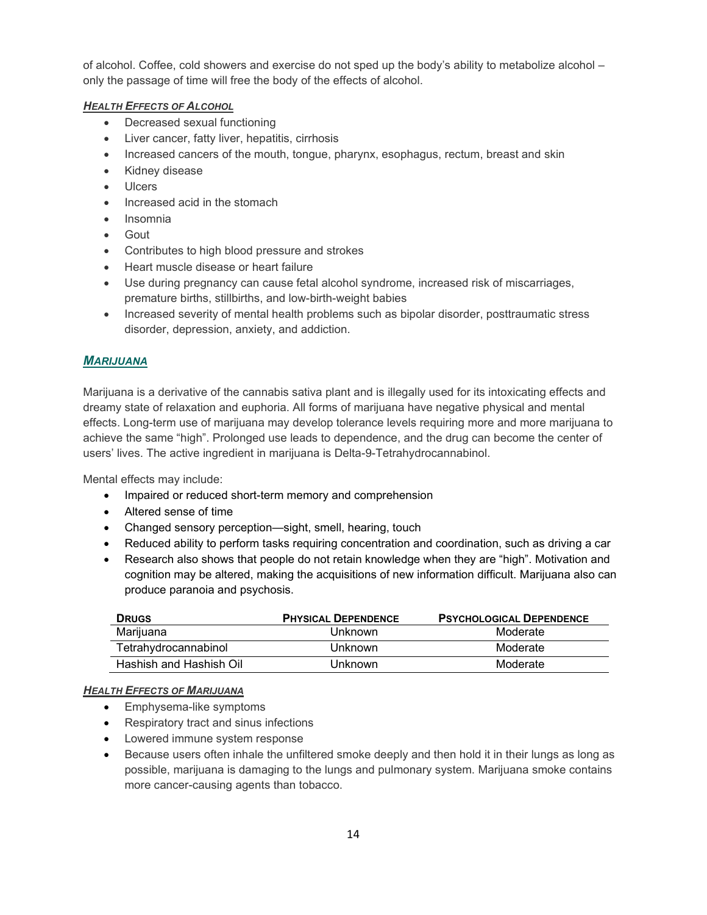of alcohol. Coffee, cold showers and exercise do not sped up the body's ability to metabolize alcohol – only the passage of time will free the body of the effects of alcohol.

#### ***Health Effects of Alcohol***

- Decreased sexual functioning
- Liver cancer, fatty liver, hepatitis, cirrhosis
- Increased cancers of the mouth, tongue, pharynx, esophagus, rectum, breast and skin
- Kidney disease
- Ulcers
- Increased acid in the stomach
- Insomnia
- Gout
- Contributes to high blood pressure and strokes
- Heart muscle disease or heart failure
- Use during pregnancy can cause fetal alcohol syndrome, increased risk of miscarriages, premature births, stillbirths, and low-birth-weight babies
- Increased severity of mental health problems such as bipolar disorder, posttraumatic stress disorder, depression, anxiety, and addiction.

### ***Marijuana***

Marijuana is a derivative of the cannabis sativa plant and is illegally used for its intoxicating effects and dreamy state of relaxation and euphoria. All forms of marijuana have negative physical and mental effects. Long-term use of marijuana may develop tolerance levels requiring more and more marijuana to achieve the same "high". Prolonged use leads to dependence, and the drug can become the center of users' lives. The active ingredient in marijuana is Delta-9-Tetrahydrocannabinol.

Mental effects may include:

- Impaired or reduced short-term memory and comprehension
- Altered sense of time
- Changed sensory perception—sight, smell, hearing, touch
- Reduced ability to perform tasks requiring concentration and coordination, such as driving a car
- Research also shows that people do not retain knowledge when they are "high". Motivation and cognition may be altered, making the acquisitions of new information difficult. Marijuana also can produce paranoia and psychosis.

| **Drugs** | **Physical Dependence** | **Psychological Dependence** |
|---|---|---|
| Marijuana | Unknown | Moderate |
| Tetrahydrocannabinol | Unknown | Moderate |
| Hashish and Hashish Oil | Unknown | Moderate |

#### ***Health Effects of Marijuana***

- Emphysema-like symptoms
- Respiratory tract and sinus infections
- Lowered immune system response
- Because users often inhale the unfiltered smoke deeply and then hold it in their lungs as long as possible, marijuana is damaging to the lungs and pulmonary system. Marijuana smoke contains more cancer-causing agents than tobacco.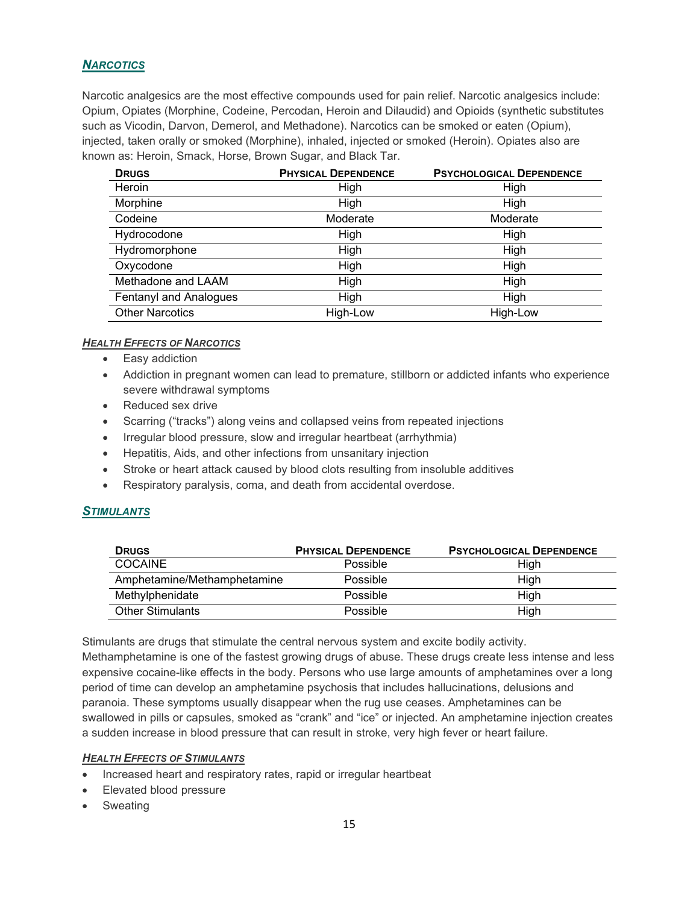## ***NARCOTICS***

Narcotic analgesics are the most effective compounds used for pain relief. Narcotic analgesics include: Opium, Opiates (Morphine, Codeine, Percodan, Heroin and Dilaudid) and Opioids (synthetic substitutes such as Vicodin, Darvon, Demerol, and Methadone). Narcotics can be smoked or eaten (Opium), injected, taken orally or smoked (Morphine), inhaled, injected or smoked (Heroin). Opiates also are known as: Heroin, Smack, Horse, Brown Sugar, and Black Tar.

| DRUGS | PHYSICAL DEPENDENCE | PSYCHOLOGICAL DEPENDENCE |
|---|---|---|
| Heroin | High | High |
| Morphine | High | High |
| Codeine | Moderate | Moderate |
| Hydrocodone | High | High |
| Hydromorphone | High | High |
| Oxycodone | High | High |
| Methadone and LAAM | High | High |
| Fentanyl and Analogues | High | High |
| Other Narcotics | High-Low | High-Low |

### ***HEALTH EFFECTS OF NARCOTICS***

- Easy addiction
- Addiction in pregnant women can lead to premature, stillborn or addicted infants who experience severe withdrawal symptoms
- Reduced sex drive
- Scarring ("tracks") along veins and collapsed veins from repeated injections
- Irregular blood pressure, slow and irregular heartbeat (arrhythmia)
- Hepatitis, Aids, and other infections from unsanitary injection
- Stroke or heart attack caused by blood clots resulting from insoluble additives
- Respiratory paralysis, coma, and death from accidental overdose.

## ***STIMULANTS***

| DRUGS | PHYSICAL DEPENDENCE | PSYCHOLOGICAL DEPENDENCE |
|---|---|---|
| COCAINE | Possible | High |
| Amphetamine/Methamphetamine | Possible | High |
| Methylphenidate | Possible | High |
| Other Stimulants | Possible | High |

Stimulants are drugs that stimulate the central nervous system and excite bodily activity. Methamphetamine is one of the fastest growing drugs of abuse. These drugs create less intense and less expensive cocaine-like effects in the body. Persons who use large amounts of amphetamines over a long period of time can develop an amphetamine psychosis that includes hallucinations, delusions and paranoia. These symptoms usually disappear when the rug use ceases. Amphetamines can be swallowed in pills or capsules, smoked as "crank" and "ice" or injected. An amphetamine injection creates a sudden increase in blood pressure that can result in stroke, very high fever or heart failure.

### ***HEALTH EFFECTS OF STIMULANTS***

- Increased heart and respiratory rates, rapid or irregular heartbeat
- Elevated blood pressure
- Sweating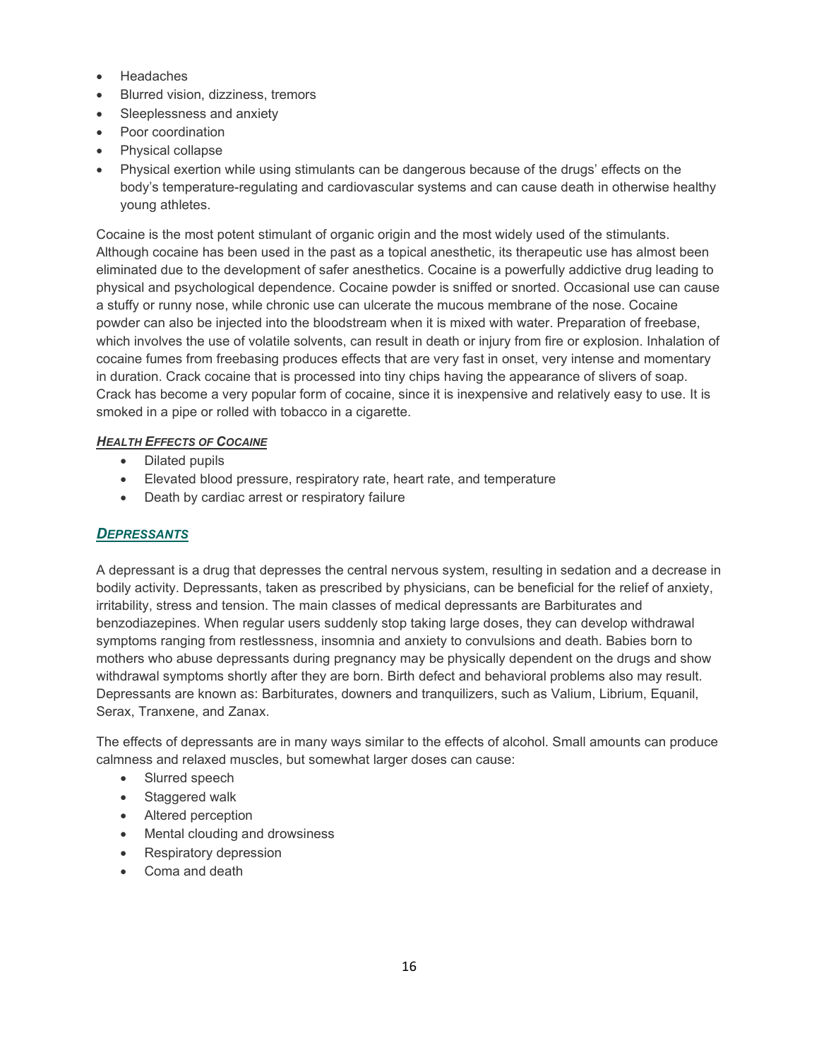- Headaches
- Blurred vision, dizziness, tremors
- Sleeplessness and anxiety
- Poor coordination
- Physical collapse
- Physical exertion while using stimulants can be dangerous because of the drugs' effects on the body's temperature-regulating and cardiovascular systems and can cause death in otherwise healthy young athletes.

Cocaine is the most potent stimulant of organic origin and the most widely used of the stimulants. Although cocaine has been used in the past as a topical anesthetic, its therapeutic use has almost been eliminated due to the development of safer anesthetics. Cocaine is a powerfully addictive drug leading to physical and psychological dependence. Cocaine powder is sniffed or snorted. Occasional use can cause a stuffy or runny nose, while chronic use can ulcerate the mucous membrane of the nose. Cocaine powder can also be injected into the bloodstream when it is mixed with water. Preparation of freebase, which involves the use of volatile solvents, can result in death or injury from fire or explosion. Inhalation of cocaine fumes from freebasing produces effects that are very fast in onset, very intense and momentary in duration. Crack cocaine that is processed into tiny chips having the appearance of slivers of soap. Crack has become a very popular form of cocaine, since it is inexpensive and relatively easy to use. It is smoked in a pipe or rolled with tobacco in a cigarette.

***Health Effects of Cocaine***

- Dilated pupils
- Elevated blood pressure, respiratory rate, heart rate, and temperature
- Death by cardiac arrest or respiratory failure

## ***Depressants***

A depressant is a drug that depresses the central nervous system, resulting in sedation and a decrease in bodily activity. Depressants, taken as prescribed by physicians, can be beneficial for the relief of anxiety, irritability, stress and tension. The main classes of medical depressants are Barbiturates and benzodiazepines. When regular users suddenly stop taking large doses, they can develop withdrawal symptoms ranging from restlessness, insomnia and anxiety to convulsions and death. Babies born to mothers who abuse depressants during pregnancy may be physically dependent on the drugs and show withdrawal symptoms shortly after they are born. Birth defect and behavioral problems also may result. Depressants are known as: Barbiturates, downers and tranquilizers, such as Valium, Librium, Equanil, Serax, Tranxene, and Zanax.

The effects of depressants are in many ways similar to the effects of alcohol. Small amounts can produce calmness and relaxed muscles, but somewhat larger doses can cause:

- Slurred speech
- Staggered walk
- Altered perception
- Mental clouding and drowsiness
- Respiratory depression
- Coma and death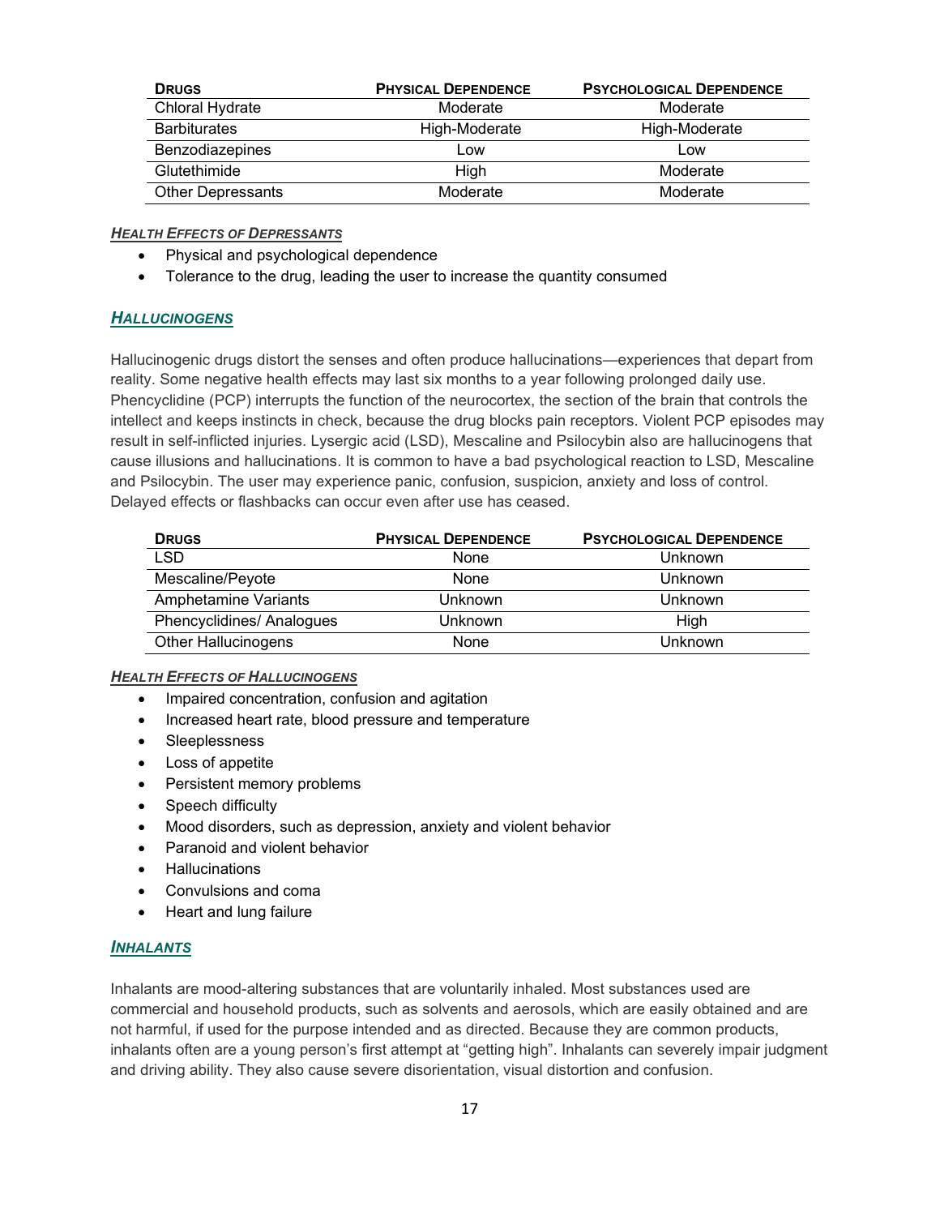| Drugs | Physical Dependence | Psychological Dependence |
|---|---|---|
| Chloral Hydrate | Moderate | Moderate |
| Barbiturates | High-Moderate | High-Moderate |
| Benzodiazepines | Low | Low |
| Glutethimide | High | Moderate |
| Other Depressants | Moderate | Moderate |

***Health Effects of Depressants***

- Physical and psychological dependence
- Tolerance to the drug, leading the user to increase the quantity consumed

## ***Hallucinogens***

Hallucinogenic drugs distort the senses and often produce hallucinations—experiences that depart from reality. Some negative health effects may last six months to a year following prolonged daily use. Phencyclidine (PCP) interrupts the function of the neurocortex, the section of the brain that controls the intellect and keeps instincts in check, because the drug blocks pain receptors. Violent PCP episodes may result in self-inflicted injuries. Lysergic acid (LSD), Mescaline and Psilocybin also are hallucinogens that cause illusions and hallucinations. It is common to have a bad psychological reaction to LSD, Mescaline and Psilocybin. The user may experience panic, confusion, suspicion, anxiety and loss of control. Delayed effects or flashbacks can occur even after use has ceased.

| Drugs | Physical Dependence | Psychological Dependence |
|---|---|---|
| LSD | None | Unknown |
| Mescaline/Peyote | None | Unknown |
| Amphetamine Variants | Unknown | Unknown |
| Phencyclidines/ Analogues | Unknown | High |
| Other Hallucinogens | None | Unknown |

***Health Effects of Hallucinogens***

- Impaired concentration, confusion and agitation
- Increased heart rate, blood pressure and temperature
- Sleeplessness
- Loss of appetite
- Persistent memory problems
- Speech difficulty
- Mood disorders, such as depression, anxiety and violent behavior
- Paranoid and violent behavior
- Hallucinations
- Convulsions and coma
- Heart and lung failure

## ***Inhalants***

Inhalants are mood-altering substances that are voluntarily inhaled. Most substances used are commercial and household products, such as solvents and aerosols, which are easily obtained and are not harmful, if used for the purpose intended and as directed. Because they are common products, inhalants often are a young person's first attempt at "getting high". Inhalants can severely impair judgment and driving ability. They also cause severe disorientation, visual distortion and confusion.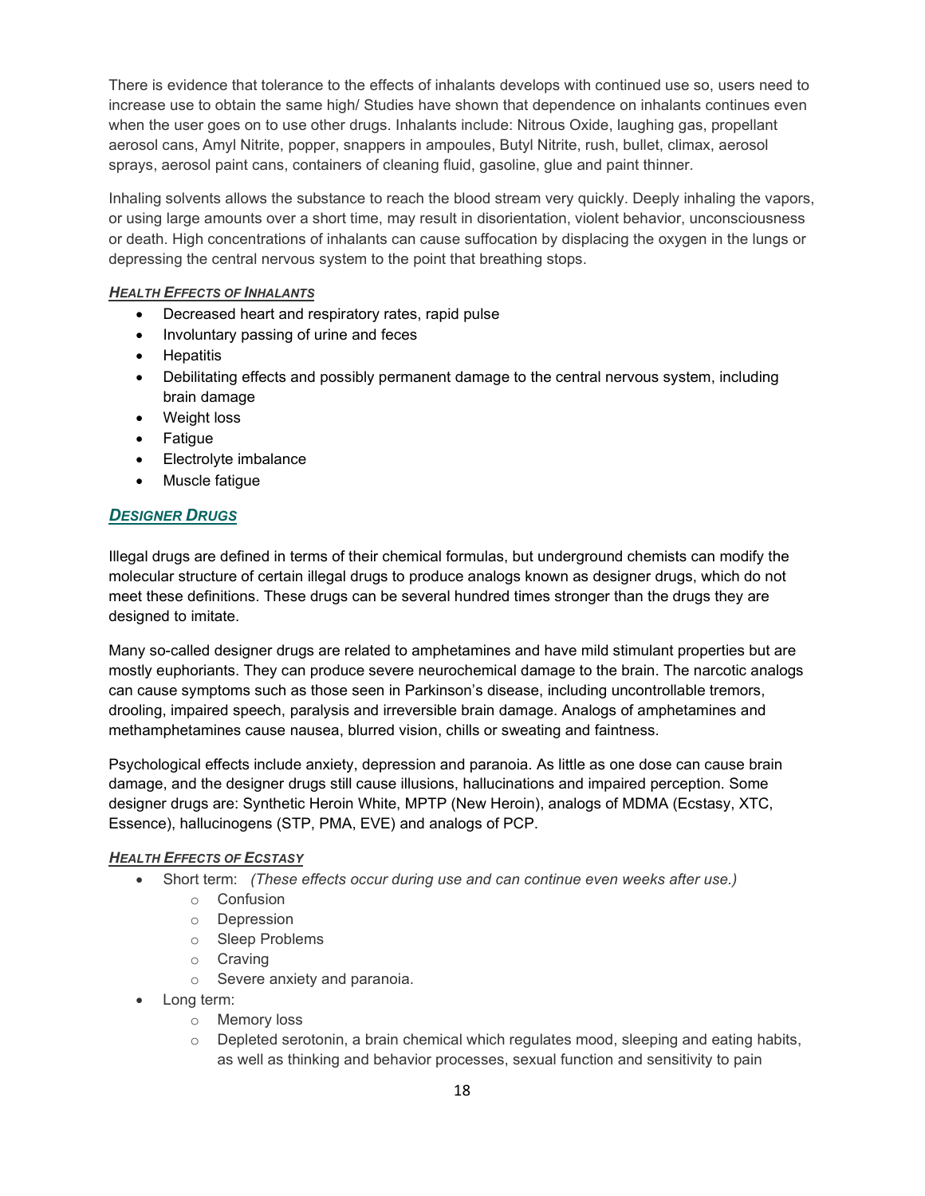There is evidence that tolerance to the effects of inhalants develops with continued use so, users need to increase use to obtain the same high/ Studies have shown that dependence on inhalants continues even when the user goes on to use other drugs. Inhalants include: Nitrous Oxide, laughing gas, propellant aerosol cans, Amyl Nitrite, popper, snappers in ampoules, Butyl Nitrite, rush, bullet, climax, aerosol sprays, aerosol paint cans, containers of cleaning fluid, gasoline, glue and paint thinner.

Inhaling solvents allows the substance to reach the blood stream very quickly. Deeply inhaling the vapors, or using large amounts over a short time, may result in disorientation, violent behavior, unconsciousness or death. High concentrations of inhalants can cause suffocation by displacing the oxygen in the lungs or depressing the central nervous system to the point that breathing stops.

#### *Health Effects of Inhalants*

- Decreased heart and respiratory rates, rapid pulse
- Involuntary passing of urine and feces
- Hepatitis
- Debilitating effects and possibly permanent damage to the central nervous system, including brain damage
- Weight loss
- Fatigue
- Electrolyte imbalance
- Muscle fatigue

### *Designer Drugs*

Illegal drugs are defined in terms of their chemical formulas, but underground chemists can modify the molecular structure of certain illegal drugs to produce analogs known as designer drugs, which do not meet these definitions. These drugs can be several hundred times stronger than the drugs they are designed to imitate.

Many so-called designer drugs are related to amphetamines and have mild stimulant properties but are mostly euphoriants. They can produce severe neurochemical damage to the brain. The narcotic analogs can cause symptoms such as those seen in Parkinson's disease, including uncontrollable tremors, drooling, impaired speech, paralysis and irreversible brain damage. Analogs of amphetamines and methamphetamines cause nausea, blurred vision, chills or sweating and faintness.

Psychological effects include anxiety, depression and paranoia. As little as one dose can cause brain damage, and the designer drugs still cause illusions, hallucinations and impaired perception. Some designer drugs are: Synthetic Heroin White, MPTP (New Heroin), analogs of MDMA (Ecstasy, XTC, Essence), hallucinogens (STP, PMA, EVE) and analogs of PCP.

#### *Health Effects of Ecstasy*

- Short term: *(These effects occur during use and can continue even weeks after use.)*
  - Confusion
  - Depression
  - Sleep Problems
  - Craving
  - Severe anxiety and paranoia.
- Long term:
  - Memory loss
  - Depleted serotonin, a brain chemical which regulates mood, sleeping and eating habits, as well as thinking and behavior processes, sexual function and sensitivity to pain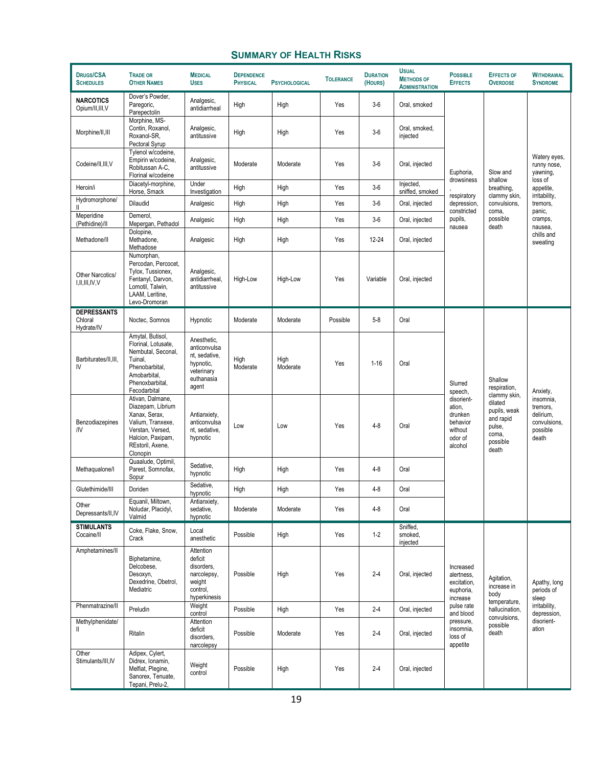## SUMMARY OF HEALTH RISKS

| Drugs/CSA Schedules | Trade or Other Names | Medical Uses | Dependence Physical | Psychological | Tolerance | Duration (Hours) | Usual Methods of Administration | Possible Effects | Effects of Overdose | Withdrawal Syndrome |
|---|---|---|---|---|---|---|---|---|---|---|
| **NARCOTICS** Opium/II,III,V | Dover's Powder, Paregoric, Parepectolin | Analgesic, antidiarrheal | High | High | Yes | 3-6 | Oral, smoked | Euphoria, drowsiness, respiratory depression, constricted pupils, nausea | Slow and shallow breathing, clammy skin, convulsions, coma, possible death | Watery eyes, runny nose, yawning, loss of appetite, irritability, tremors, panic, cramps, nausea, chills and sweating |
| Morphine/II,III | Morphine, MS-Contin, Roxanol, Roxanol-SR, Pectoral Syrup | Analgesic, antitussive | High | High | Yes | 3-6 | Oral, smoked, injected | | | |
| Codeine/II,III,V | Tylenol w/codeine, Empirin w/codeine, Robitussan A-C, Florinal w/codeine | Analgesic, antitussive | Moderate | Moderate | Yes | 3-6 | Oral, injected | | | |
| Heroin/i | Diacetyl-morphine, Horse, Smack | Under Investigation | High | High | Yes | 3-6 | Injected, sniffed, smoked | | | |
| Hydromorphone/II | Dilaudid | Analgesic | High | High | Yes | 3-6 | Oral, injected | | | |
| Meperidine (Pethidine)/II | Demerol, Mepergan, Pethadol | Analgesic | High | High | Yes | 3-6 | Oral, injected | | | |
| Methadone/II | Dolopine, Methadone, Methadose | Analgesic | High | High | Yes | 12-24 | Oral, injected | | | |
| Other Narcotics/ I,II,III,IV,V | Numorphan, Percodan, Percocet, Tylox, Tussionex, Fentanyl, Darvon, Lomotil, Talwin, LAAM, Leritine, Levo-Dromoran | Analgesic, antidiarrheal, antitussive | High-Low | High-Low | Yes | Variable | Oral, injected | | | |
| **DEPRESSANTS** Chloral Hydrate/IV | Noctec, Somnos | Hypnotic | Moderate | Moderate | Possible | 5-8 | Oral | Slurred speech, disorientation, drunken behavior without odor of alcohol | Shallow respiration, clammy skin, dilated pupils, weak and rapid pulse, coma, possible death | Anxiety, insomnia, tremors, delirium, convulsions, possible death |
| Barbiturates/II,III, IV | Amytal, Butisol, Florinal, Lotusate, Nembutal, Seconal, Tuinal, Phenobarbital, Amobarbital, Phenoxbarbital, Fecodarbital | Anesthetic, anticonvulsant, sedative, hypnotic, veterinary euthanasia agent | High Moderate | High Moderate | Yes | 1-16 | Oral | | | |
| Benzodiazepines /IV | Ativan, Dalmane, Diazepam, Librium Xanax, Serax, Valium, Tranxexe, Verstan, Versed, Halcion, Paxipam, REstoril, Axene, Clonopin | Antianxiety, anticonvulsant, sedative, hypnotic | Low | Low | Yes | 4-8 | Oral | | | |
| Methaqualone/I | Quaalude, Optimil, Parest, Somnofax, Sopur | Sedative, hypnotic | High | High | Yes | 4-8 | Oral | | | |
| Glutethimide/III | Doriden | Sedative, hypnotic | High | High | Yes | 4-8 | Oral | | | |
| Other Depressants/II,IV | Equanil, Miltown, Noludar, Placidyl, Valmid | Antianxiety, sedative, hypnotic | Moderate | Moderate | Yes | 4-8 | Oral | | | |
| **STIMULANTS** Cocaine/II | Coke, Flake, Snow, Crack | Local anesthetic | Possible | High | Yes | 1-2 | Sniffed, smoked, injected | Increased alertness, excitation, euphoria, increase pulse rate and blood pressure, insomnia, loss of appetite | Agitation, increase in body temperature, hallucination, convulsions, possible death | Apathy, long periods of sleep irritability, depression, disorientation |
| Amphetamines/II | Biphetamine, Delcobese, Desoxyn, Dexedrine, Obetrol, Mediatric | Attention deficit disorders, narcolepsy, weight control, hyperkinesis | Possible | High | Yes | 2-4 | Oral, injected | | | |
| Phenmatrazine/II | Preludin | Weight control | Possible | High | Yes | 2-4 | Oral, injected | | | |
| Methylphenidate/ II | Ritalin | Attention deficit disorders, narcolepsy | Possible | Moderate | Yes | 2-4 | Oral, injected | | | |
| Other Stimulants/III,IV | Adipex, Cylert, Didrex, Ionamin, Melfiat, Plegine, Sanorex, Tenuate, Tepani, Prelu-2, | Weight control | Possible | High | Yes | 2-4 | Oral, injected | | | |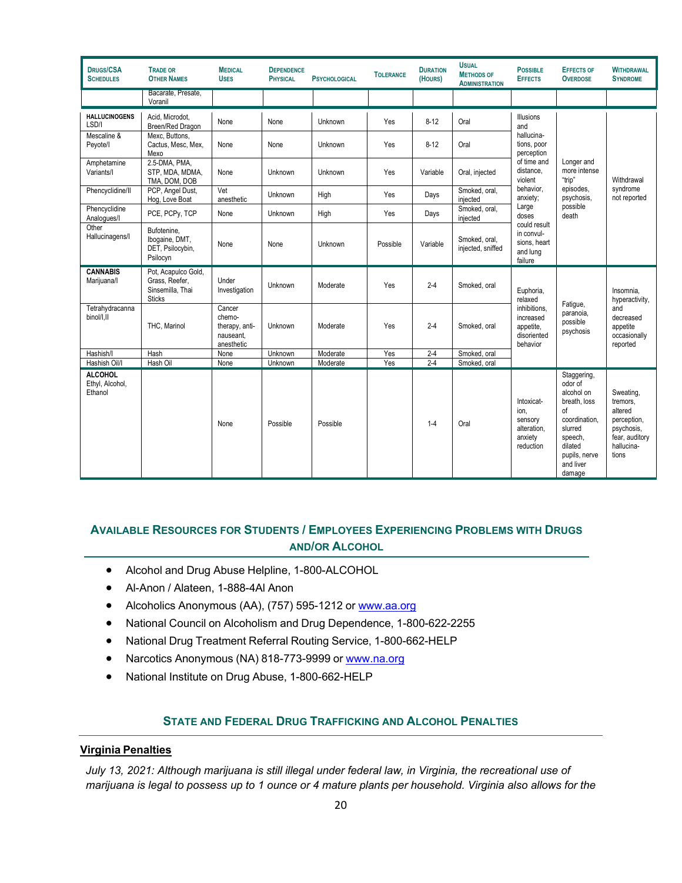| Drugs/CSA Schedules | Trade or Other Names | Medical Uses | Dependence Physical | Psychological | Tolerance | Duration (Hours) | Usual Methods of Administration | Possible Effects | Effects of Overdose | Withdrawal Syndrome |
|---|---|---|---|---|---|---|---|---|---|---|
| | Bacarate, Presate, Voranil | | | | | | | | | |
| **HALLUCINOGENS** LSD/I | Acid, Microdot, Breen/Red Dragon | None | None | Unknown | Yes | 8-12 | Oral | Illusions and hallucina-tions, poor perception of time and distance, violent behavior, anxiety; Large doses could result in convul-sions, heart and lung failure | Longer and more intense "trip" episodes, psychosis, possible death | Withdrawal syndrome not reported |
| Mescaline & Peyote/I | Mexc, Buttons, Cactus, Mesc, Mex, Mexo | None | None | Unknown | Yes | 8-12 | Oral | | | |
| Amphetamine Variants/I | 2.5-DMA, PMA, STP, MDA, MDMA, TMA, DOM, DOB | None | Unknown | Unknown | Yes | Variable | Oral, injected | | | |
| Phencyclidine/II | PCP, Angel Dust, Hog, Love Boat | Vet anesthetic | Unknown | High | Yes | Days | Smoked, oral, injected | | | |
| Phencyclidine Analogues/I | PCE, PCPy, TCP | None | Unknown | High | Yes | Days | Smoked, oral, injected | | | |
| Other Hallucinagens/I | Bufotenine, Ibogaine, DMT, DET, Psilocybin, Psilocyn | None | None | Unknown | Possible | Variable | Smoked, oral, injected, sniffed | | | |
| **CANNABIS** Marijuana/I | Pot, Acapulco Gold, Grass, Reefer, Sinsemilla, Thai Sticks | Under Investigation | Unknown | Moderate | Yes | 2-4 | Smoked, oral | Euphoria, relaxed inhibitions, increased appetite, disoriented behavior | Fatigue, paranoia, possible psychosis | Insomnia, hyperactivity, and decreased appetite occasionally reported |
| Tetrahydracanna binol/I,II | THC, Marinol | Cancer chemo-therapy, anti-nauseant, anesthetic | Unknown | Moderate | Yes | 2-4 | Smoked, oral | | | |
| Hashish/I | Hash | None | Unknown | Moderate | Yes | 2-4 | Smoked, oral | | | |
| Hashish Oil/I | Hash Oil | None | Unknown | Moderate | Yes | 2-4 | Smoked, oral | | | |
| **ALCOHOL** Ethyl, Alcohol, Ethanol | | None | Possible | Possible | | 1-4 | Oral | Intoxicat-ion, sensory alteration, anxiety reduction | Staggering, odor of alcohol on breath, loss of coordination, slurred speech, dilated pupils, nerve and liver damage | Sweating, tremors, altered perception, psychosis, fear, auditory hallucina-tions |

## Available Resources for Students / Employees Experiencing Problems with Drugs and/or Alcohol

- Alcohol and Drug Abuse Helpline, 1-800-ALCOHOL
- Al-Anon / Alateen, 1-888-4Al Anon
- Alcoholics Anonymous (AA), (757) 595-1212 or www.aa.org
- National Council on Alcoholism and Drug Dependence, 1-800-622-2255
- National Drug Treatment Referral Routing Service, 1-800-662-HELP
- Narcotics Anonymous (NA) 818-773-9999 or www.na.org
- National Institute on Drug Abuse, 1-800-662-HELP

## State and Federal Drug Trafficking and Alcohol Penalties

### Virginia Penalties

*July 13, 2021: Although marijuana is still illegal under federal law, in Virginia, the recreational use of marijuana is legal to possess up to 1 ounce or 4 mature plants per household. Virginia also allows for the*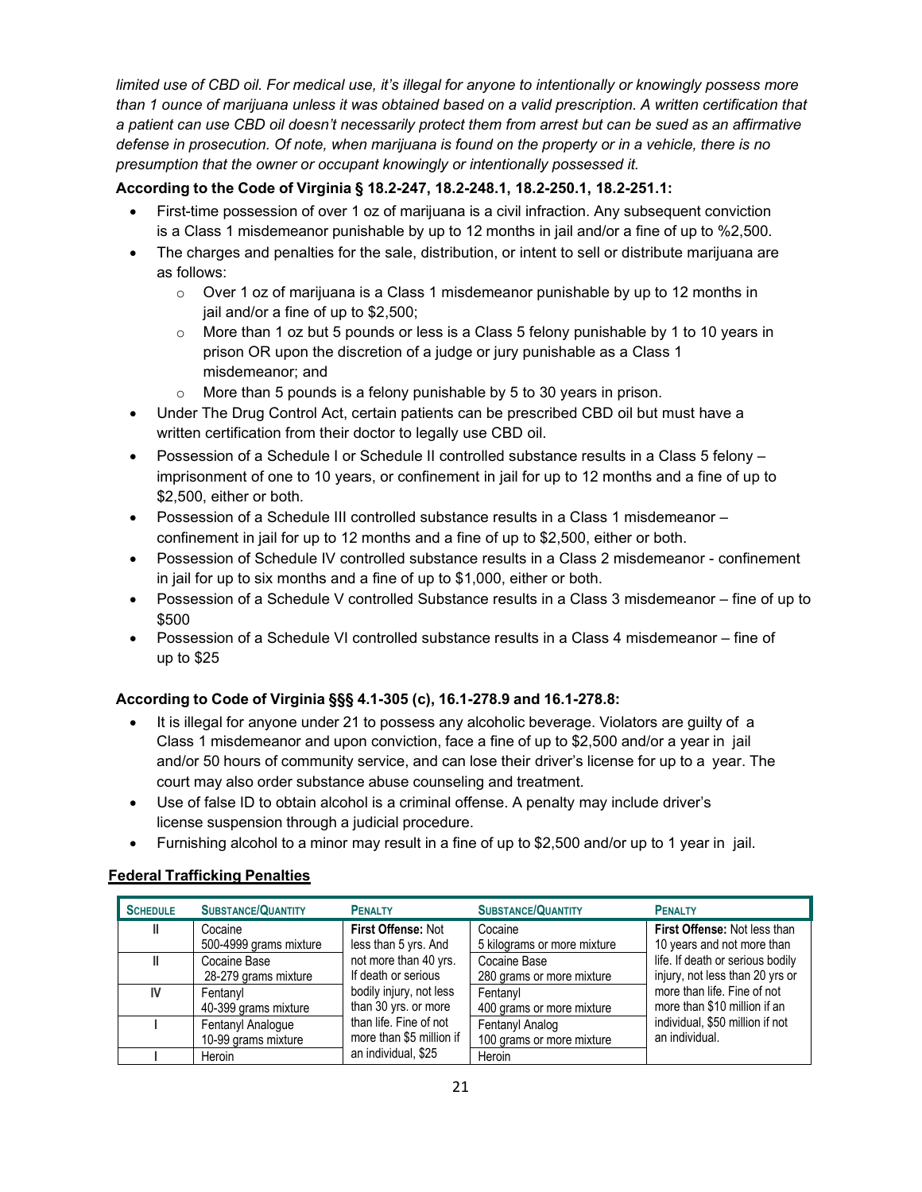*limited use of CBD oil. For medical use, it's illegal for anyone to intentionally or knowingly possess more than 1 ounce of marijuana unless it was obtained based on a valid prescription. A written certification that a patient can use CBD oil doesn't necessarily protect them from arrest but can be sued as an affirmative defense in prosecution. Of note, when marijuana is found on the property or in a vehicle, there is no presumption that the owner or occupant knowingly or intentionally possessed it.*

**According to the Code of Virginia § 18.2-247, 18.2-248.1, 18.2-250.1, 18.2-251.1:**

- First-time possession of over 1 oz of marijuana is a civil infraction. Any subsequent conviction is a Class 1 misdemeanor punishable by up to 12 months in jail and/or a fine of up to %2,500.
- The charges and penalties for the sale, distribution, or intent to sell or distribute marijuana are as follows:
    - Over 1 oz of marijuana is a Class 1 misdemeanor punishable by up to 12 months in jail and/or a fine of up to $2,500;
    - More than 1 oz but 5 pounds or less is a Class 5 felony punishable by 1 to 10 years in prison OR upon the discretion of a judge or jury punishable as a Class 1 misdemeanor; and
    - More than 5 pounds is a felony punishable by 5 to 30 years in prison.
- Under The Drug Control Act, certain patients can be prescribed CBD oil but must have a written certification from their doctor to legally use CBD oil.
- Possession of a Schedule I or Schedule II controlled substance results in a Class 5 felony – imprisonment of one to 10 years, or confinement in jail for up to 12 months and a fine of up to $2,500, either or both.
- Possession of a Schedule III controlled substance results in a Class 1 misdemeanor – confinement in jail for up to 12 months and a fine of up to $2,500, either or both.
- Possession of Schedule IV controlled substance results in a Class 2 misdemeanor - confinement in jail for up to six months and a fine of up to $1,000, either or both.
- Possession of a Schedule V controlled Substance results in a Class 3 misdemeanor – fine of up to $500
- Possession of a Schedule VI controlled substance results in a Class 4 misdemeanor – fine of up to $25

**According to Code of Virginia §§§ 4.1-305 (c), 16.1-278.9 and 16.1-278.8:**

- It is illegal for anyone under 21 to possess any alcoholic beverage. Violators are guilty of a Class 1 misdemeanor and upon conviction, face a fine of up to $2,500 and/or a year in jail and/or 50 hours of community service, and can lose their driver's license for up to a year. The court may also order substance abuse counseling and treatment.
- Use of false ID to obtain alcohol is a criminal offense. A penalty may include driver's license suspension through a judicial procedure.
- Furnishing alcohol to a minor may result in a fine of up to $2,500 and/or up to 1 year in jail.

**Federal Trafficking Penalties**

| Schedule | Substance/Quantity | Penalty | Substance/Quantity | Penalty |
|---|---|---|---|---|
| II | Cocaine<br>500-4999 grams mixture | **First Offense:** Not less than 5 yrs. And not more than 40 yrs. If death or serious bodily injury, not less than 30 yrs. or more than life. Fine of not more than $5 million if an individual, $25 | Cocaine<br>5 kilograms or more mixture | **First Offense:** Not less than 10 years and not more than life. If death or serious bodily injury, not less than 20 yrs or more than life. Fine of not more than $10 million if an individual, $50 million if not an individual. |
| II | Cocaine Base<br>28-279 grams mixture | | Cocaine Base<br>280 grams or more mixture | |
| IV | Fentanyl<br>40-399 grams mixture | | Fentanyl<br>400 grams or more mixture | |
| I | Fentanyl Analogue<br>10-99 grams mixture | | Fentanyl Analog<br>100 grams or more mixture | |
| I | Heroin | | Heroin | |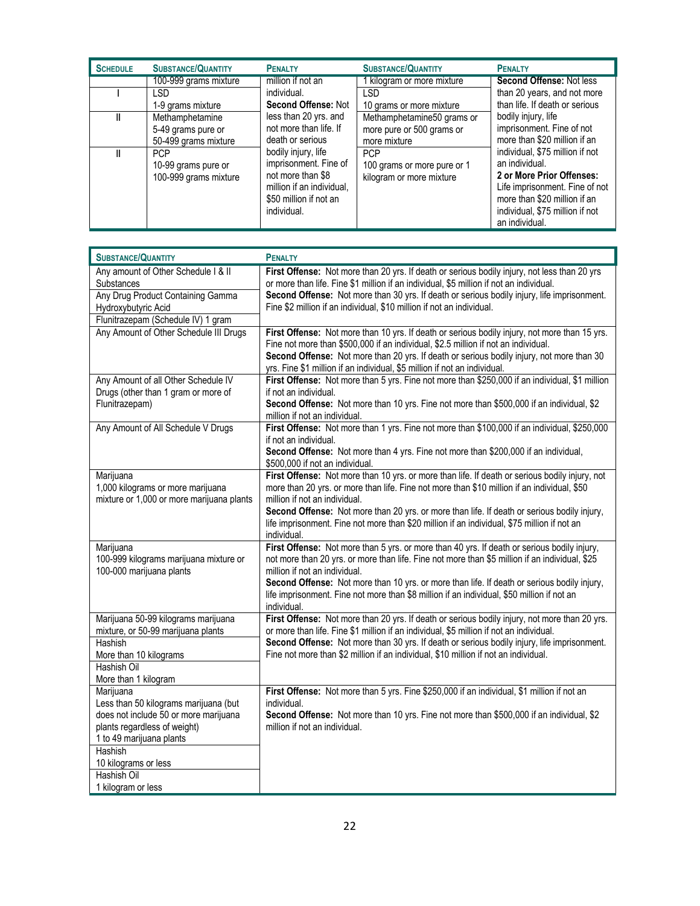| Schedule | Substance/Quantity | Penalty | Substance/Quantity | Penalty |
|---|---|---|---|---|
| | 100-999 grams mixture | million if not an individual. **Second Offense:** Not less than 20 yrs. and not more than life. If death or serious bodily injury, life imprisonment. Fine of not more than $8 million if an individual, $50 million if not an individual. | 1 kilogram or more mixture | **Second Offense:** Not less than 20 years, and not more than life. If death or serious bodily injury, life imprisonment. Fine of not more than $20 million if an individual, $75 million if not an individual. **2 or More Prior Offenses:** Life imprisonment. Fine of not more than $20 million if an individual, $75 million if not an individual. |
| I | LSD 1-9 grams mixture | | LSD 10 grams or more mixture | |
| II | Methamphetamine 5-49 grams pure or 50-499 grams mixture | | Methamphetamine50 grams or more pure or 500 grams or more mixture | |
| II | PCP 10-99 grams pure or 100-999 grams mixture | | PCP 100 grams or more pure or 1 kilogram or more mixture | |

| Substance/Quantity | Penalty |
|---|---|
| Any amount of Other Schedule I & II Substances<br>Any Drug Product Containing Gamma Hydroxybutyric Acid<br>Flunitrazepam (Schedule IV) 1 gram | **First Offense:** Not more than 20 yrs. If death or serious bodily injury, not less than 20 yrs or more than life. Fine $1 million if an individual, $5 million if not an individual.<br>**Second Offense:** Not more than 30 yrs. If death or serious bodily injury, life imprisonment. Fine $2 million if an individual, $10 million if not an individual. |
| Any Amount of Other Schedule III Drugs | **First Offense:** Not more than 10 yrs. If death or serious bodily injury, not more than 15 yrs. Fine not more than $500,000 if an individual, $2.5 million if not an individual.<br>**Second Offense:** Not more than 20 yrs. If death or serious bodily injury, not more than 30 yrs. Fine $1 million if an individual, $5 million if not an individual. |
| Any Amount of all Other Schedule IV Drugs (other than 1 gram or more of Flunitrazepam) | **First Offense:** Not more than 5 yrs. Fine not more than $250,000 if an individual, $1 million if not an individual.<br>**Second Offense:** Not more than 10 yrs. Fine not more than $500,000 if an individual, $2 million if not an individual. |
| Any Amount of All Schedule V Drugs | **First Offense:** Not more than 1 yrs. Fine not more than $100,000 if an individual, $250,000 if not an individual.<br>**Second Offense:** Not more than 4 yrs. Fine not more than $200,000 if an individual, $500,000 if not an individual. |
| Marijuana<br>1,000 kilograms or more marijuana mixture or 1,000 or more marijuana plants | **First Offense:** Not more than 10 yrs. or more than life. If death or serious bodily injury, not more than 20 yrs. or more than life. Fine not more than $10 million if an individual, $50 million if not an individual.<br>**Second Offense:** Not more than 20 yrs. or more than life. If death or serious bodily injury, life imprisonment. Fine not more than $20 million if an individual, $75 million if not an individual. |
| Marijuana<br>100-999 kilograms marijuana mixture or 100-000 marijuana plants | **First Offense:** Not more than 5 yrs. or more than 40 yrs. If death or serious bodily injury, not more than 20 yrs. or more than life. Fine not more than $5 million if an individual, $25 million if not an individual.<br>**Second Offense:** Not more than 10 yrs. or more than life. If death or serious bodily injury, life imprisonment. Fine not more than $8 million if an individual, $50 million if not an individual. |
| Marijuana 50-99 kilograms marijuana mixture, or 50-99 marijuana plants<br>Hashish<br>More than 10 kilograms<br>Hashish Oil<br>More than 1 kilogram | **First Offense:** Not more than 20 yrs. If death or serious bodily injury, not more than 20 yrs. or more than life. Fine $1 million if an individual, $5 million if not an individual.<br>**Second Offense:** Not more than 30 yrs. If death or serious bodily injury, life imprisonment. Fine not more than $2 million if an individual, $10 million if not an individual. |
| Marijuana<br>Less than 50 kilograms marijuana (but does not include 50 or more marijuana plants regardless of weight)<br>1 to 49 marijuana plants<br>Hashish<br>10 kilograms or less<br>Hashish Oil<br>1 kilogram or less | **First Offense:** Not more than 5 yrs. Fine $250,000 if an individual, $1 million if not an individual.<br>**Second Offense:** Not more than 10 yrs. Fine not more than $500,000 if an individual, $2 million if not an individual. |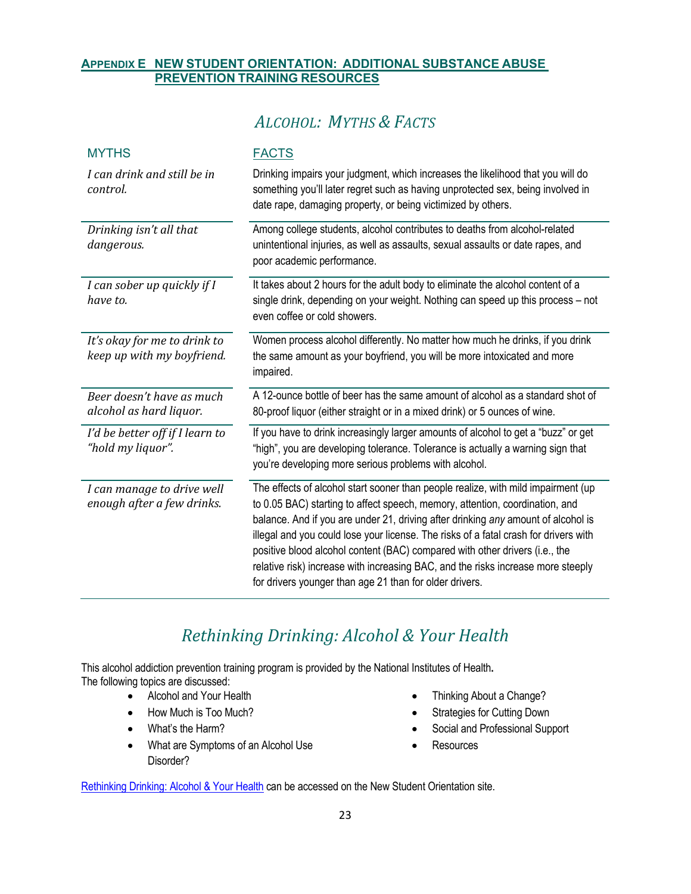## APPENDIX E NEW STUDENT ORIENTATION: ADDITIONAL SUBSTANCE ABUSE PREVENTION TRAINING RESOURCES

# *ALCOHOL: MYTHS & FACTS*

| MYTHS | FACTS |
|---|---|
| *I can drink and still be in control.* | Drinking impairs your judgment, which increases the likelihood that you will do something you'll later regret such as having unprotected sex, being involved in date rape, damaging property, or being victimized by others. |
| *Drinking isn't all that dangerous.* | Among college students, alcohol contributes to deaths from alcohol-related unintentional injuries, as well as assaults, sexual assaults or date rapes, and poor academic performance. |
| *I can sober up quickly if I have to.* | It takes about 2 hours for the adult body to eliminate the alcohol content of a single drink, depending on your weight. Nothing can speed up this process – not even coffee or cold showers. |
| *It's okay for me to drink to keep up with my boyfriend.* | Women process alcohol differently. No matter how much he drinks, if you drink the same amount as your boyfriend, you will be more intoxicated and more impaired. |
| *Beer doesn't have as much alcohol as hard liquor.* | A 12-ounce bottle of beer has the same amount of alcohol as a standard shot of 80-proof liquor (either straight or in a mixed drink) or 5 ounces of wine. |
| *I'd be better off if I learn to "hold my liquor".* | If you have to drink increasingly larger amounts of alcohol to get a "buzz" or get "high", you are developing tolerance. Tolerance is actually a warning sign that you're developing more serious problems with alcohol. |
| *I can manage to drive well enough after a few drinks.* | The effects of alcohol start sooner than people realize, with mild impairment (up to 0.05 BAC) starting to affect speech, memory, attention, coordination, and balance. And if you are under 21, driving after drinking *any* amount of alcohol is illegal and you could lose your license. The risks of a fatal crash for drivers with positive blood alcohol content (BAC) compared with other drivers (i.e., the relative risk) increase with increasing BAC, and the risks increase more steeply for drivers younger than age 21 than for older drivers. |

# *Rethinking Drinking: Alcohol & Your Health*

This alcohol addiction prevention training program is provided by the National Institutes of Health**.**
The following topics are discussed:

- Alcohol and Your Health
- How Much is Too Much?
- What's the Harm?
- What are Symptoms of an Alcohol Use Disorder?
- Thinking About a Change?
- Strategies for Cutting Down
- Social and Professional Support
- Resources

Rethinking Drinking: Alcohol & Your Health can be accessed on the New Student Orientation site.